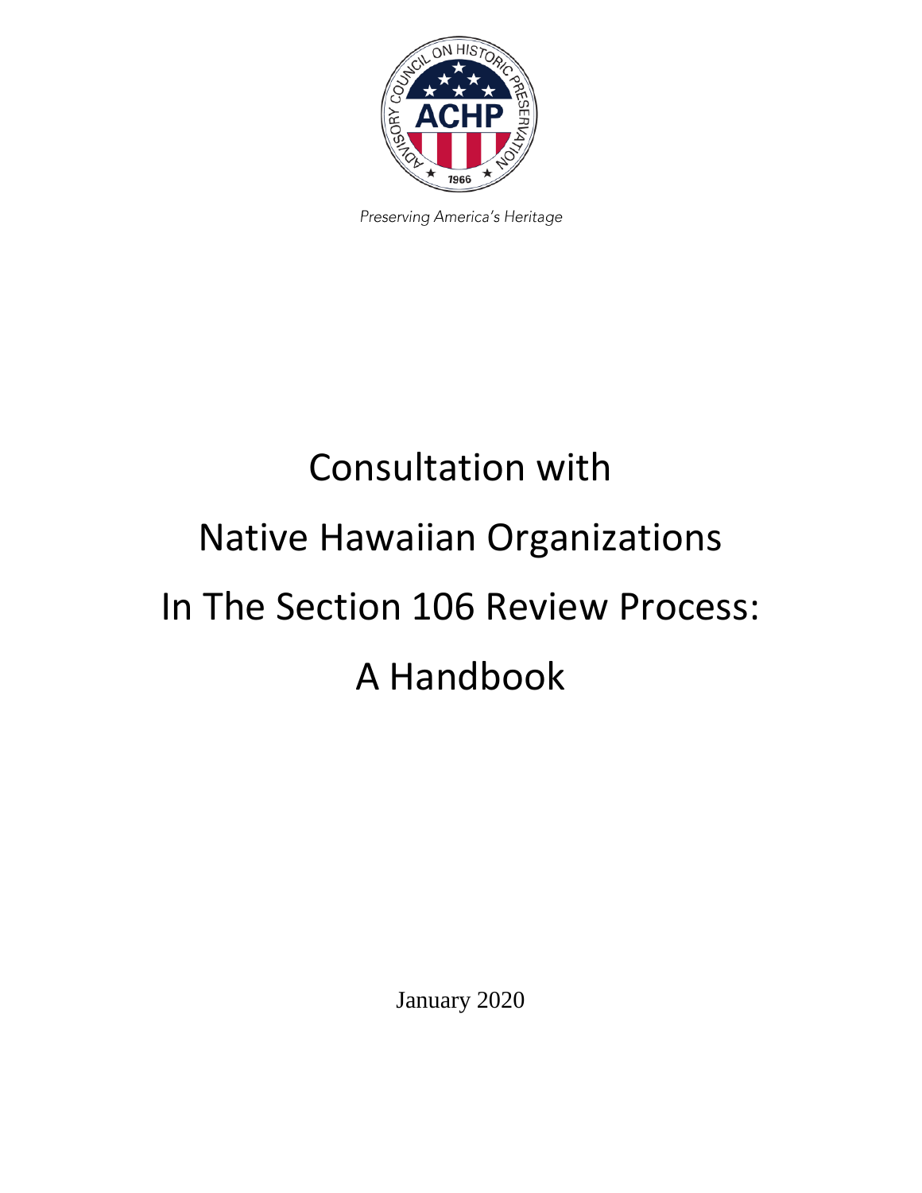Preserving America's Heritage

# Consultation with Native Hawaiian Organizations In The Section 106 Review Process: A Handbook

January 2020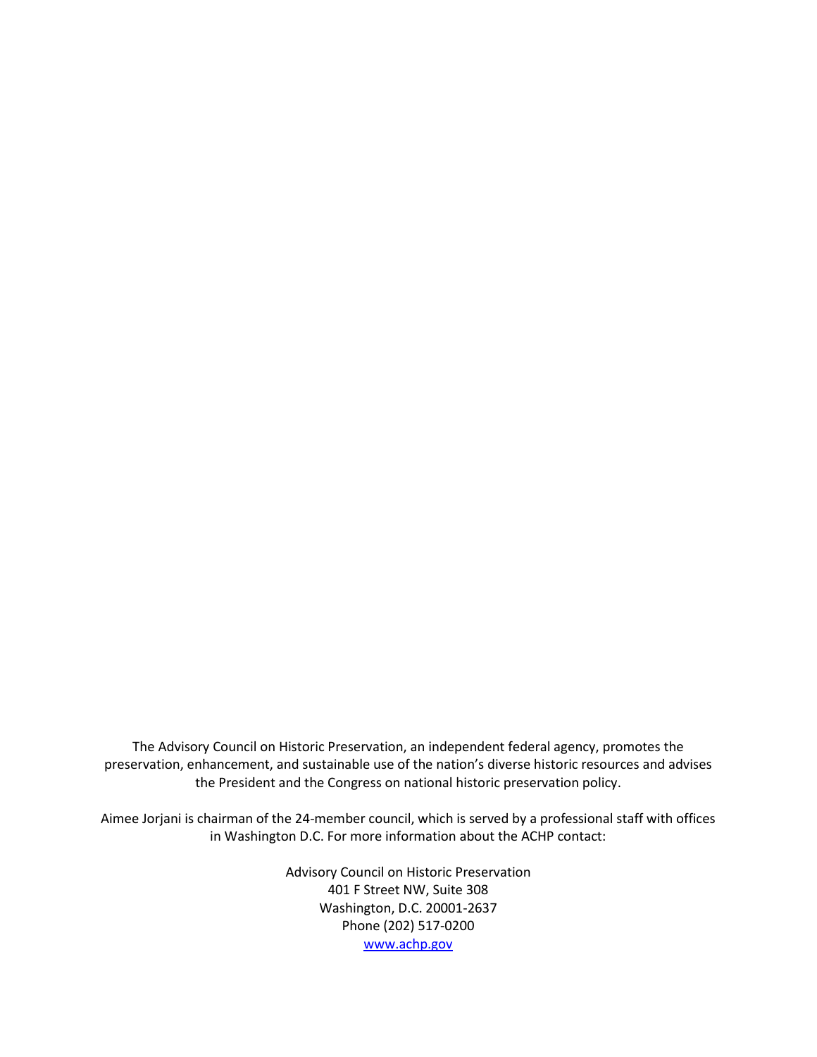The Advisory Council on Historic Preservation, an independent federal agency, promotes the preservation, enhancement, and sustainable use of the nation's diverse historic resources and advises the President and the Congress on national historic preservation policy.

Aimee Jorjani is chairman of the 24-member council, which is served by a professional staff with offices in Washington D.C. For more information about the ACHP contact:

Advisory Council on Historic Preservation
401 F Street NW, Suite 308
Washington, D.C. 20001-2637
Phone (202) 517-0200
www.achp.gov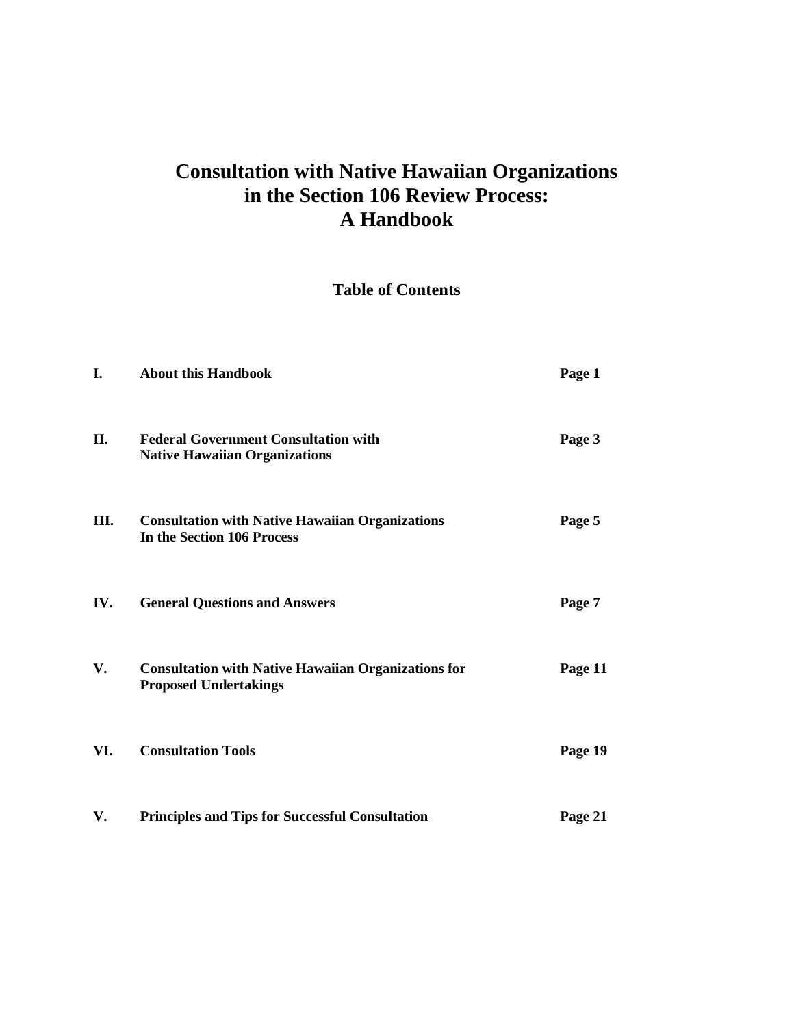# Consultation with Native Hawaiian Organizations in the Section 106 Review Process: A Handbook

## Table of Contents

| | | |
|---|---|---|
| **I.** | **About this Handbook** | **Page 1** |
| **II.** | **Federal Government Consultation with Native Hawaiian Organizations** | **Page 3** |
| **III.** | **Consultation with Native Hawaiian Organizations In the Section 106 Process** | **Page 5** |
| **IV.** | **General Questions and Answers** | **Page 7** |
| **V.** | **Consultation with Native Hawaiian Organizations for Proposed Undertakings** | **Page 11** |
| **VI.** | **Consultation Tools** | **Page 19** |
| **V.** | **Principles and Tips for Successful Consultation** | **Page 21** |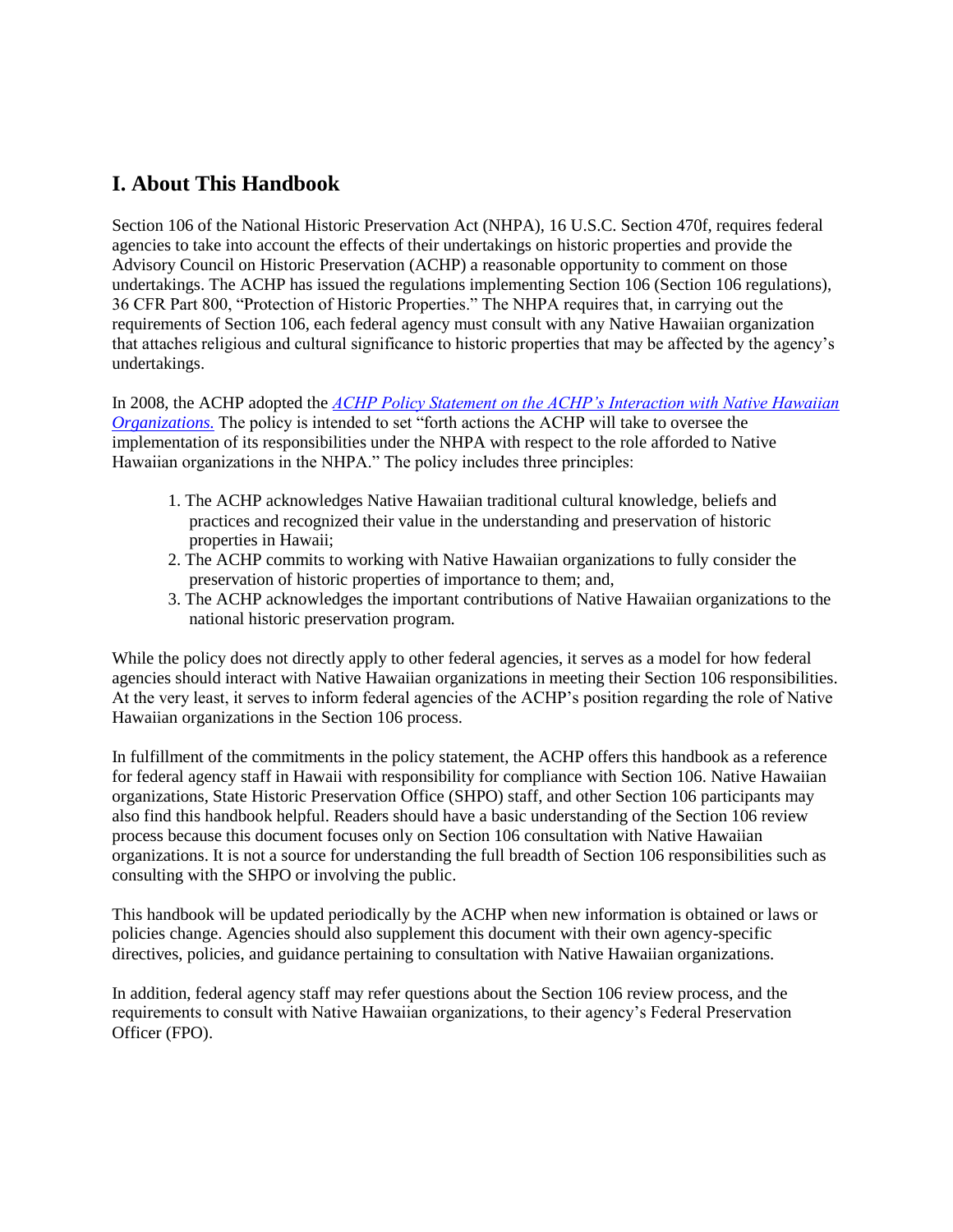## I. About This Handbook

Section 106 of the National Historic Preservation Act (NHPA), 16 U.S.C. Section 470f, requires federal agencies to take into account the effects of their undertakings on historic properties and provide the Advisory Council on Historic Preservation (ACHP) a reasonable opportunity to comment on those undertakings. The ACHP has issued the regulations implementing Section 106 (Section 106 regulations), 36 CFR Part 800, "Protection of Historic Properties." The NHPA requires that, in carrying out the requirements of Section 106, each federal agency must consult with any Native Hawaiian organization that attaches religious and cultural significance to historic properties that may be affected by the agency's undertakings.

In 2008, the ACHP adopted the *ACHP Policy Statement on the ACHP's Interaction with Native Hawaiian Organizations.* The policy is intended to set "forth actions the ACHP will take to oversee the implementation of its responsibilities under the NHPA with respect to the role afforded to Native Hawaiian organizations in the NHPA." The policy includes three principles:

1. The ACHP acknowledges Native Hawaiian traditional cultural knowledge, beliefs and practices and recognized their value in the understanding and preservation of historic properties in Hawaii;
2. The ACHP commits to working with Native Hawaiian organizations to fully consider the preservation of historic properties of importance to them; and,
3. The ACHP acknowledges the important contributions of Native Hawaiian organizations to the national historic preservation program.

While the policy does not directly apply to other federal agencies, it serves as a model for how federal agencies should interact with Native Hawaiian organizations in meeting their Section 106 responsibilities. At the very least, it serves to inform federal agencies of the ACHP's position regarding the role of Native Hawaiian organizations in the Section 106 process.

In fulfillment of the commitments in the policy statement, the ACHP offers this handbook as a reference for federal agency staff in Hawaii with responsibility for compliance with Section 106. Native Hawaiian organizations, State Historic Preservation Office (SHPO) staff, and other Section 106 participants may also find this handbook helpful. Readers should have a basic understanding of the Section 106 review process because this document focuses only on Section 106 consultation with Native Hawaiian organizations. It is not a source for understanding the full breadth of Section 106 responsibilities such as consulting with the SHPO or involving the public.

This handbook will be updated periodically by the ACHP when new information is obtained or laws or policies change. Agencies should also supplement this document with their own agency-specific directives, policies, and guidance pertaining to consultation with Native Hawaiian organizations.

In addition, federal agency staff may refer questions about the Section 106 review process, and the requirements to consult with Native Hawaiian organizations, to their agency's Federal Preservation Officer (FPO).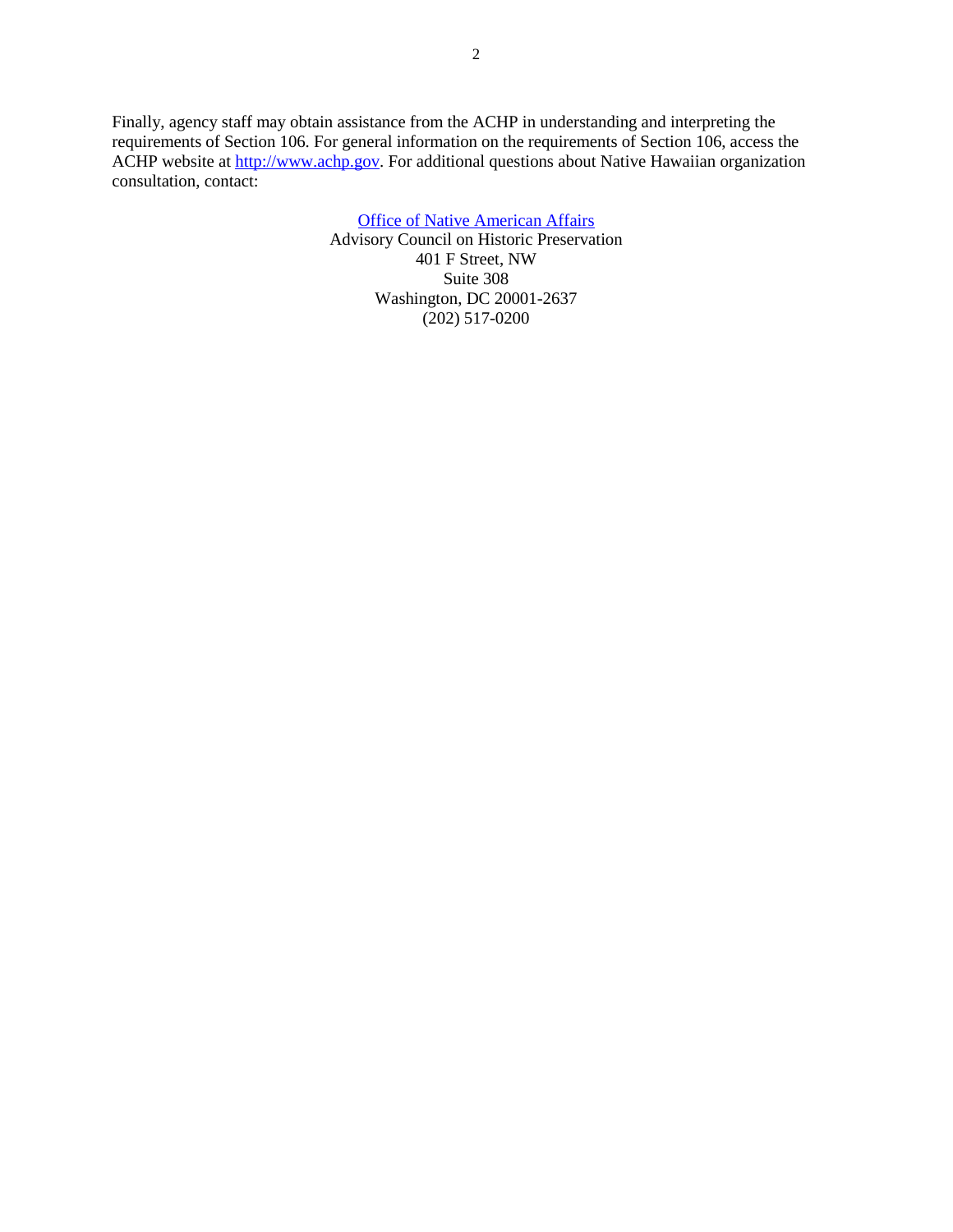Finally, agency staff may obtain assistance from the ACHP in understanding and interpreting the requirements of Section 106. For general information on the requirements of Section 106, access the ACHP website at http://www.achp.gov. For additional questions about Native Hawaiian organization consultation, contact:

Office of Native American Affairs
Advisory Council on Historic Preservation
401 F Street, NW
Suite 308
Washington, DC 20001-2637
(202) 517-0200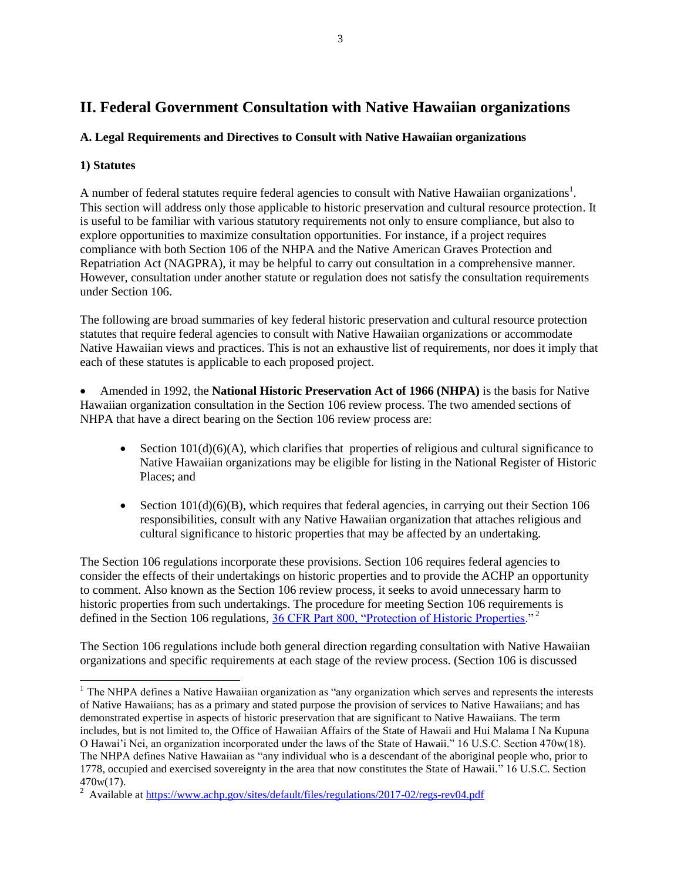## II. Federal Government Consultation with Native Hawaiian organizations

### A. Legal Requirements and Directives to Consult with Native Hawaiian organizations

#### 1) Statutes

A number of federal statutes require federal agencies to consult with Native Hawaiian organizations[1]. This section will address only those applicable to historic preservation and cultural resource protection. It is useful to be familiar with various statutory requirements not only to ensure compliance, but also to explore opportunities to maximize consultation opportunities. For instance, if a project requires compliance with both Section 106 of the NHPA and the Native American Graves Protection and Repatriation Act (NAGPRA), it may be helpful to carry out consultation in a comprehensive manner. However, consultation under another statute or regulation does not satisfy the consultation requirements under Section 106.

The following are broad summaries of key federal historic preservation and cultural resource protection statutes that require federal agencies to consult with Native Hawaiian organizations or accommodate Native Hawaiian views and practices. This is not an exhaustive list of requirements, nor does it imply that each of these statutes is applicable to each proposed project.

- Amended in 1992, the **National Historic Preservation Act of 1966 (NHPA)** is the basis for Native Hawaiian organization consultation in the Section 106 review process. The two amended sections of NHPA that have a direct bearing on the Section 106 review process are:
    - Section 101(d)(6)(A), which clarifies that properties of religious and cultural significance to Native Hawaiian organizations may be eligible for listing in the National Register of Historic Places; and
    - Section 101(d)(6)(B), which requires that federal agencies, in carrying out their Section 106 responsibilities, consult with any Native Hawaiian organization that attaches religious and cultural significance to historic properties that may be affected by an undertaking.

The Section 106 regulations incorporate these provisions. Section 106 requires federal agencies to consider the effects of their undertakings on historic properties and to provide the ACHP an opportunity to comment. Also known as the Section 106 review process, it seeks to avoid unnecessary harm to historic properties from such undertakings. The procedure for meeting Section 106 requirements is defined in the Section 106 regulations, [36 CFR Part 800, "Protection of Historic Properties](https://www.achp.gov/sites/default/files/regulations/2017-02/regs-rev04.pdf)."[2]

The Section 106 regulations include both general direction regarding consultation with Native Hawaiian organizations and specific requirements at each stage of the review process. (Section 106 is discussed

---

[1] The NHPA defines a Native Hawaiian organization as "any organization which serves and represents the interests of Native Hawaiians; has as a primary and stated purpose the provision of services to Native Hawaiians; and has demonstrated expertise in aspects of historic preservation that are significant to Native Hawaiians. The term includes, but is not limited to, the Office of Hawaiian Affairs of the State of Hawaii and Hui Malama I Na Kupuna O Hawai'i Nei, an organization incorporated under the laws of the State of Hawaii." 16 U.S.C. Section 470w(18). The NHPA defines Native Hawaiian as "any individual who is a descendant of the aboriginal people who, prior to 1778, occupied and exercised sovereignty in the area that now constitutes the State of Hawaii." 16 U.S.C. Section 470w(17).

[2] Available at https://www.achp.gov/sites/default/files/regulations/2017-02/regs-rev04.pdf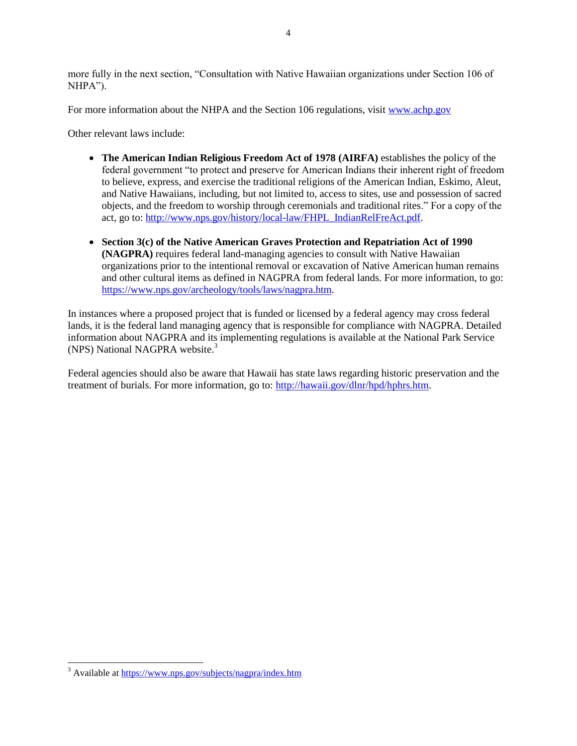more fully in the next section, "Consultation with Native Hawaiian organizations under Section 106 of NHPA").

For more information about the NHPA and the Section 106 regulations, visit www.achp.gov

Other relevant laws include:

- **The American Indian Religious Freedom Act of 1978 (AIRFA)** establishes the policy of the federal government "to protect and preserve for American Indians their inherent right of freedom to believe, express, and exercise the traditional religions of the American Indian, Eskimo, Aleut, and Native Hawaiians, including, but not limited to, access to sites, use and possession of sacred objects, and the freedom to worship through ceremonials and traditional rites." For a copy of the act, go to: http://www.nps.gov/history/local-law/FHPL_IndianRelFreAct.pdf.

- **Section 3(c) of the Native American Graves Protection and Repatriation Act of 1990 (NAGPRA)** requires federal land-managing agencies to consult with Native Hawaiian organizations prior to the intentional removal or excavation of Native American human remains and other cultural items as defined in NAGPRA from federal lands. For more information, to go: https://www.nps.gov/archeology/tools/laws/nagpra.htm.

In instances where a proposed project that is funded or licensed by a federal agency may cross federal lands, it is the federal land managing agency that is responsible for compliance with NAGPRA. Detailed information about NAGPRA and its implementing regulations is available at the National Park Service (NPS) National NAGPRA website.[3]

Federal agencies should also be aware that Hawaii has state laws regarding historic preservation and the treatment of burials. For more information, go to: http://hawaii.gov/dlnr/hpd/hphrs.htm.

[3] Available at https://www.nps.gov/subjects/nagpra/index.htm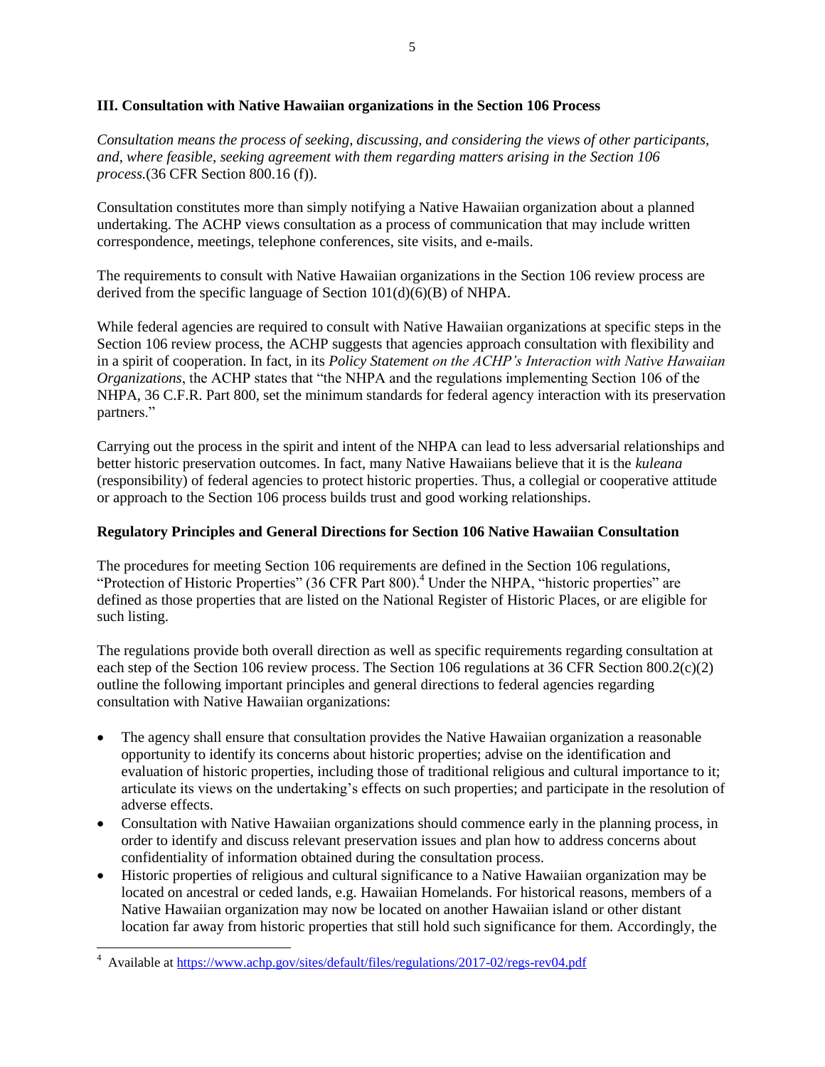## III. Consultation with Native Hawaiian organizations in the Section 106 Process

*Consultation means the process of seeking, discussing, and considering the views of other participants, and, where feasible, seeking agreement with them regarding matters arising in the Section 106 process.*(36 CFR Section 800.16 (f)).

Consultation constitutes more than simply notifying a Native Hawaiian organization about a planned undertaking. The ACHP views consultation as a process of communication that may include written correspondence, meetings, telephone conferences, site visits, and e-mails.

The requirements to consult with Native Hawaiian organizations in the Section 106 review process are derived from the specific language of Section 101(d)(6)(B) of NHPA.

While federal agencies are required to consult with Native Hawaiian organizations at specific steps in the Section 106 review process, the ACHP suggests that agencies approach consultation with flexibility and in a spirit of cooperation. In fact, in its *Policy Statement on the ACHP's Interaction with Native Hawaiian Organizations*, the ACHP states that "the NHPA and the regulations implementing Section 106 of the NHPA, 36 C.F.R. Part 800, set the minimum standards for federal agency interaction with its preservation partners."

Carrying out the process in the spirit and intent of the NHPA can lead to less adversarial relationships and better historic preservation outcomes. In fact, many Native Hawaiians believe that it is the *kuleana* (responsibility) of federal agencies to protect historic properties. Thus, a collegial or cooperative attitude or approach to the Section 106 process builds trust and good working relationships.

### Regulatory Principles and General Directions for Section 106 Native Hawaiian Consultation

The procedures for meeting Section 106 requirements are defined in the Section 106 regulations, "Protection of Historic Properties" (36 CFR Part 800).[4] Under the NHPA, "historic properties" are defined as those properties that are listed on the National Register of Historic Places, or are eligible for such listing.

The regulations provide both overall direction as well as specific requirements regarding consultation at each step of the Section 106 review process. The Section 106 regulations at 36 CFR Section 800.2(c)(2) outline the following important principles and general directions to federal agencies regarding consultation with Native Hawaiian organizations:

- The agency shall ensure that consultation provides the Native Hawaiian organization a reasonable opportunity to identify its concerns about historic properties; advise on the identification and evaluation of historic properties, including those of traditional religious and cultural importance to it; articulate its views on the undertaking's effects on such properties; and participate in the resolution of adverse effects.
- Consultation with Native Hawaiian organizations should commence early in the planning process, in order to identify and discuss relevant preservation issues and plan how to address concerns about confidentiality of information obtained during the consultation process.
- Historic properties of religious and cultural significance to a Native Hawaiian organization may be located on ancestral or ceded lands, e.g. Hawaiian Homelands. For historical reasons, members of a Native Hawaiian organization may now be located on another Hawaiian island or other distant location far away from historic properties that still hold such significance for them. Accordingly, the

[4] Available at https://www.achp.gov/sites/default/files/regulations/2017-02/regs-rev04.pdf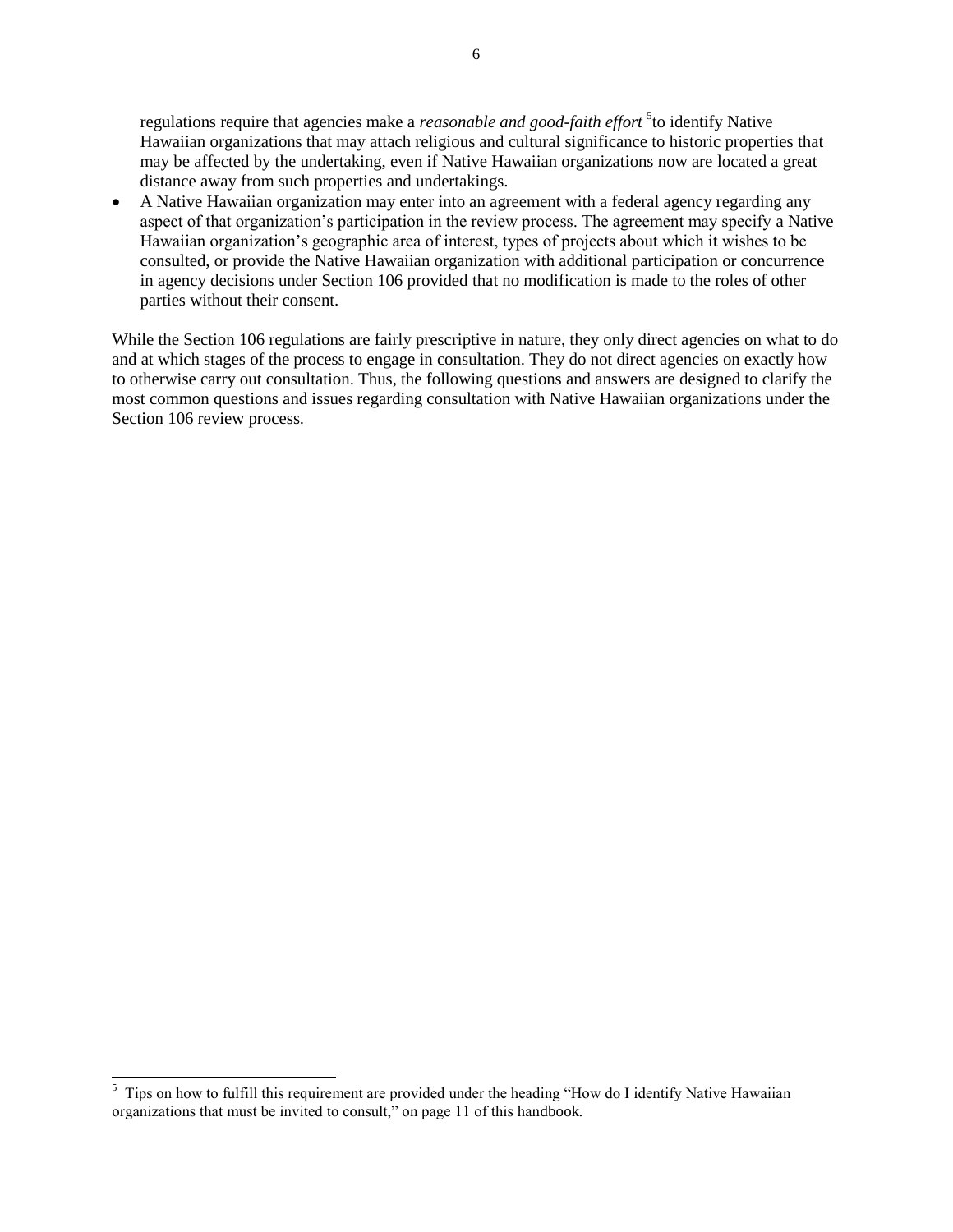regulations require that agencies make a *reasonable and good-faith effort* [5]to identify Native Hawaiian organizations that may attach religious and cultural significance to historic properties that may be affected by the undertaking, even if Native Hawaiian organizations now are located a great distance away from such properties and undertakings.

- A Native Hawaiian organization may enter into an agreement with a federal agency regarding any aspect of that organization's participation in the review process. The agreement may specify a Native Hawaiian organization's geographic area of interest, types of projects about which it wishes to be consulted, or provide the Native Hawaiian organization with additional participation or concurrence in agency decisions under Section 106 provided that no modification is made to the roles of other parties without their consent.

While the Section 106 regulations are fairly prescriptive in nature, they only direct agencies on what to do and at which stages of the process to engage in consultation. They do not direct agencies on exactly how to otherwise carry out consultation. Thus, the following questions and answers are designed to clarify the most common questions and issues regarding consultation with Native Hawaiian organizations under the Section 106 review process.

---

[5] Tips on how to fulfill this requirement are provided under the heading "How do I identify Native Hawaiian organizations that must be invited to consult," on page 11 of this handbook.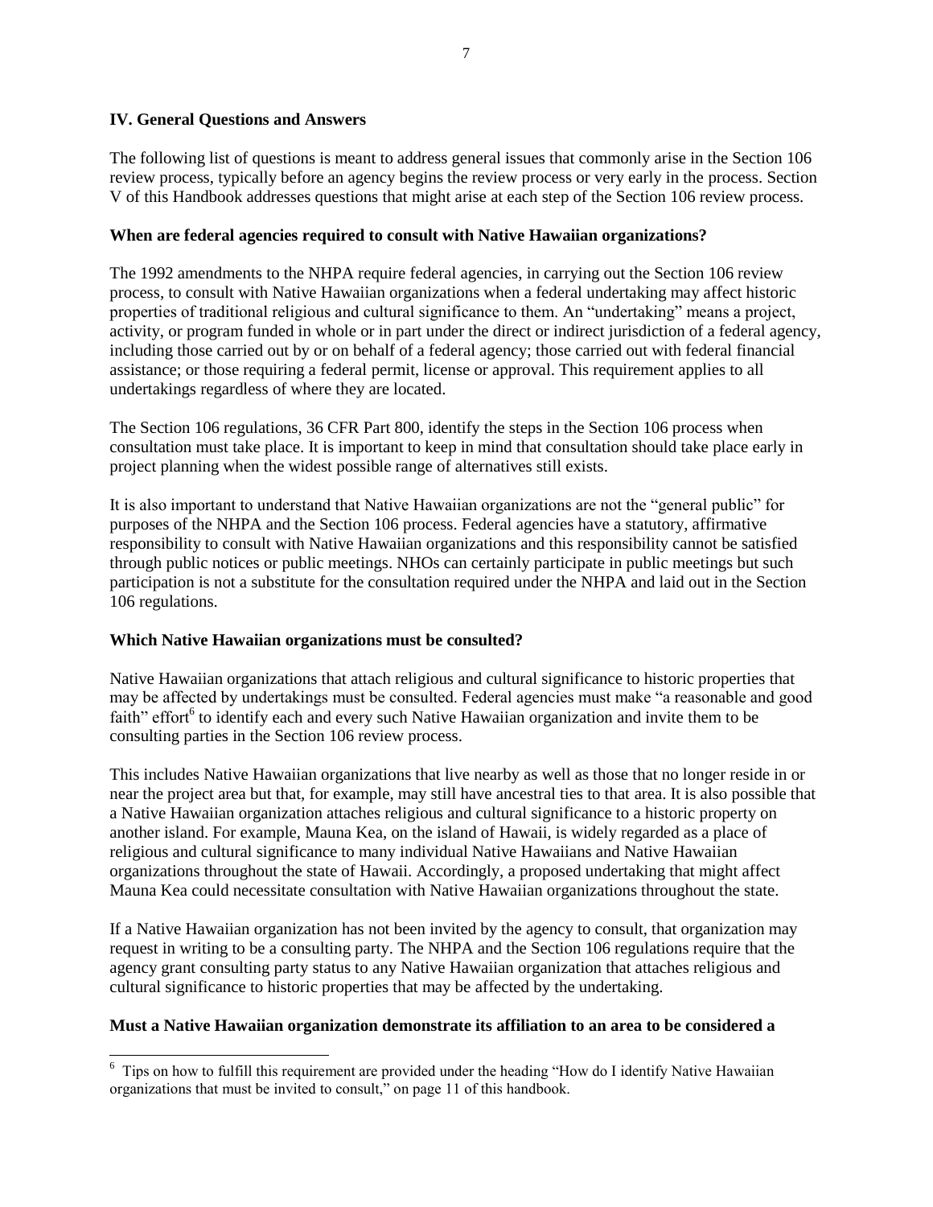## IV. General Questions and Answers

The following list of questions is meant to address general issues that commonly arise in the Section 106 review process, typically before an agency begins the review process or very early in the process. Section V of this Handbook addresses questions that might arise at each step of the Section 106 review process.

### When are federal agencies required to consult with Native Hawaiian organizations?

The 1992 amendments to the NHPA require federal agencies, in carrying out the Section 106 review process, to consult with Native Hawaiian organizations when a federal undertaking may affect historic properties of traditional religious and cultural significance to them. An "undertaking" means a project, activity, or program funded in whole or in part under the direct or indirect jurisdiction of a federal agency, including those carried out by or on behalf of a federal agency; those carried out with federal financial assistance; or those requiring a federal permit, license or approval. This requirement applies to all undertakings regardless of where they are located.

The Section 106 regulations, 36 CFR Part 800, identify the steps in the Section 106 process when consultation must take place. It is important to keep in mind that consultation should take place early in project planning when the widest possible range of alternatives still exists.

It is also important to understand that Native Hawaiian organizations are not the "general public" for purposes of the NHPA and the Section 106 process. Federal agencies have a statutory, affirmative responsibility to consult with Native Hawaiian organizations and this responsibility cannot be satisfied through public notices or public meetings. NHOs can certainly participate in public meetings but such participation is not a substitute for the consultation required under the NHPA and laid out in the Section 106 regulations.

### Which Native Hawaiian organizations must be consulted?

Native Hawaiian organizations that attach religious and cultural significance to historic properties that may be affected by undertakings must be consulted. Federal agencies must make "a reasonable and good faith" effort[6] to identify each and every such Native Hawaiian organization and invite them to be consulting parties in the Section 106 review process.

This includes Native Hawaiian organizations that live nearby as well as those that no longer reside in or near the project area but that, for example, may still have ancestral ties to that area. It is also possible that a Native Hawaiian organization attaches religious and cultural significance to a historic property on another island. For example, Mauna Kea, on the island of Hawaii, is widely regarded as a place of religious and cultural significance to many individual Native Hawaiians and Native Hawaiian organizations throughout the state of Hawaii. Accordingly, a proposed undertaking that might affect Mauna Kea could necessitate consultation with Native Hawaiian organizations throughout the state.

If a Native Hawaiian organization has not been invited by the agency to consult, that organization may request in writing to be a consulting party. The NHPA and the Section 106 regulations require that the agency grant consulting party status to any Native Hawaiian organization that attaches religious and cultural significance to historic properties that may be affected by the undertaking.

### Must a Native Hawaiian organization demonstrate its affiliation to an area to be considered a

---

[6] Tips on how to fulfill this requirement are provided under the heading "How do I identify Native Hawaiian organizations that must be invited to consult," on page 11 of this handbook.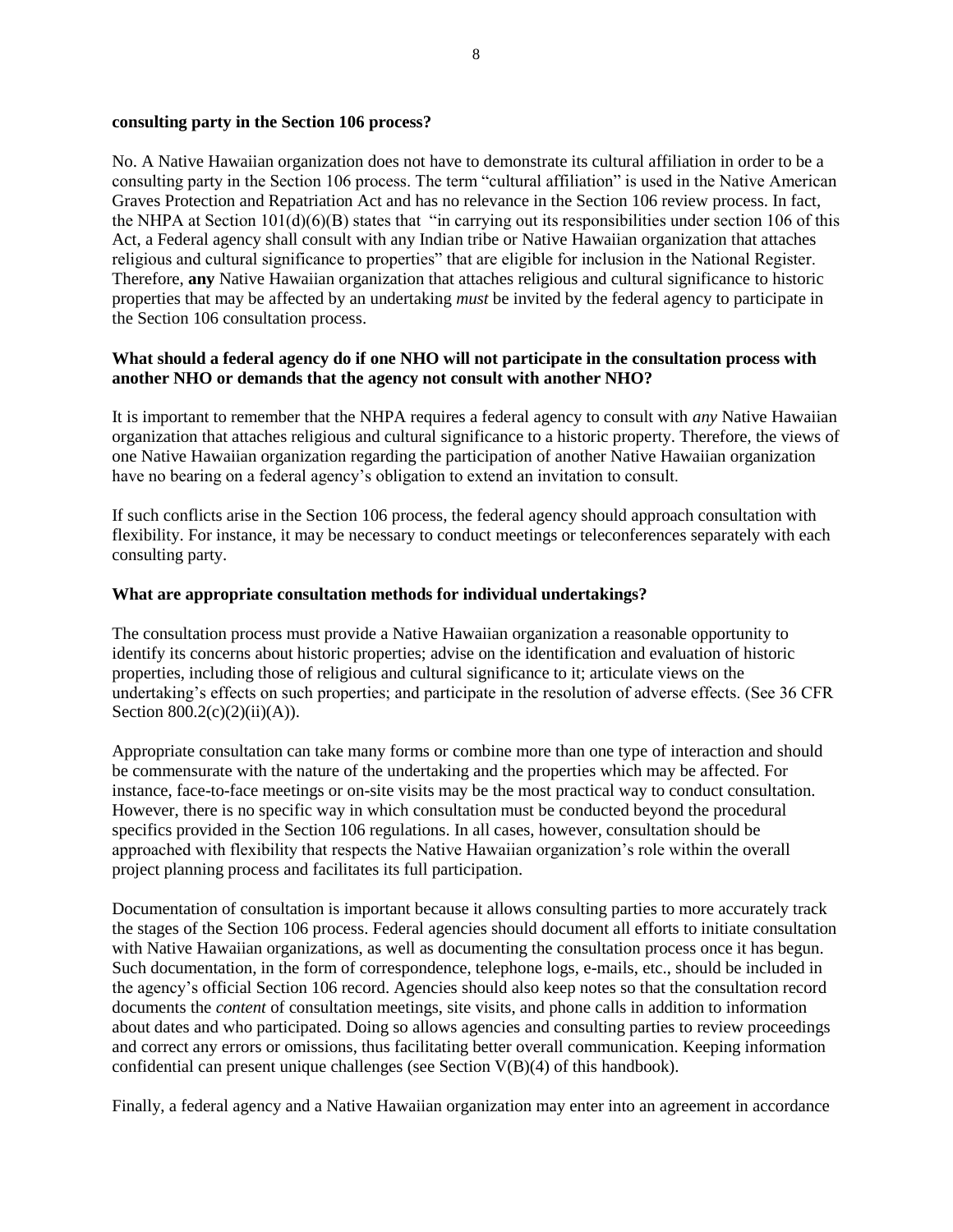**consulting party in the Section 106 process?**

No. A Native Hawaiian organization does not have to demonstrate its cultural affiliation in order to be a consulting party in the Section 106 process. The term "cultural affiliation" is used in the Native American Graves Protection and Repatriation Act and has no relevance in the Section 106 review process. In fact, the NHPA at Section 101(d)(6)(B) states that "in carrying out its responsibilities under section 106 of this Act, a Federal agency shall consult with any Indian tribe or Native Hawaiian organization that attaches religious and cultural significance to properties" that are eligible for inclusion in the National Register. Therefore, **any** Native Hawaiian organization that attaches religious and cultural significance to historic properties that may be affected by an undertaking *must* be invited by the federal agency to participate in the Section 106 consultation process.

**What should a federal agency do if one NHO will not participate in the consultation process with another NHO or demands that the agency not consult with another NHO?**

It is important to remember that the NHPA requires a federal agency to consult with *any* Native Hawaiian organization that attaches religious and cultural significance to a historic property. Therefore, the views of one Native Hawaiian organization regarding the participation of another Native Hawaiian organization have no bearing on a federal agency's obligation to extend an invitation to consult.

If such conflicts arise in the Section 106 process, the federal agency should approach consultation with flexibility. For instance, it may be necessary to conduct meetings or teleconferences separately with each consulting party.

**What are appropriate consultation methods for individual undertakings?**

The consultation process must provide a Native Hawaiian organization a reasonable opportunity to identify its concerns about historic properties; advise on the identification and evaluation of historic properties, including those of religious and cultural significance to it; articulate views on the undertaking's effects on such properties; and participate in the resolution of adverse effects. (See 36 CFR Section 800.2(c)(2)(ii)(A)).

Appropriate consultation can take many forms or combine more than one type of interaction and should be commensurate with the nature of the undertaking and the properties which may be affected. For instance, face-to-face meetings or on-site visits may be the most practical way to conduct consultation. However, there is no specific way in which consultation must be conducted beyond the procedural specifics provided in the Section 106 regulations. In all cases, however, consultation should be approached with flexibility that respects the Native Hawaiian organization's role within the overall project planning process and facilitates its full participation.

Documentation of consultation is important because it allows consulting parties to more accurately track the stages of the Section 106 process. Federal agencies should document all efforts to initiate consultation with Native Hawaiian organizations, as well as documenting the consultation process once it has begun. Such documentation, in the form of correspondence, telephone logs, e-mails, etc., should be included in the agency's official Section 106 record. Agencies should also keep notes so that the consultation record documents the *content* of consultation meetings, site visits, and phone calls in addition to information about dates and who participated. Doing so allows agencies and consulting parties to review proceedings and correct any errors or omissions, thus facilitating better overall communication. Keeping information confidential can present unique challenges (see Section V(B)(4) of this handbook).

Finally, a federal agency and a Native Hawaiian organization may enter into an agreement in accordance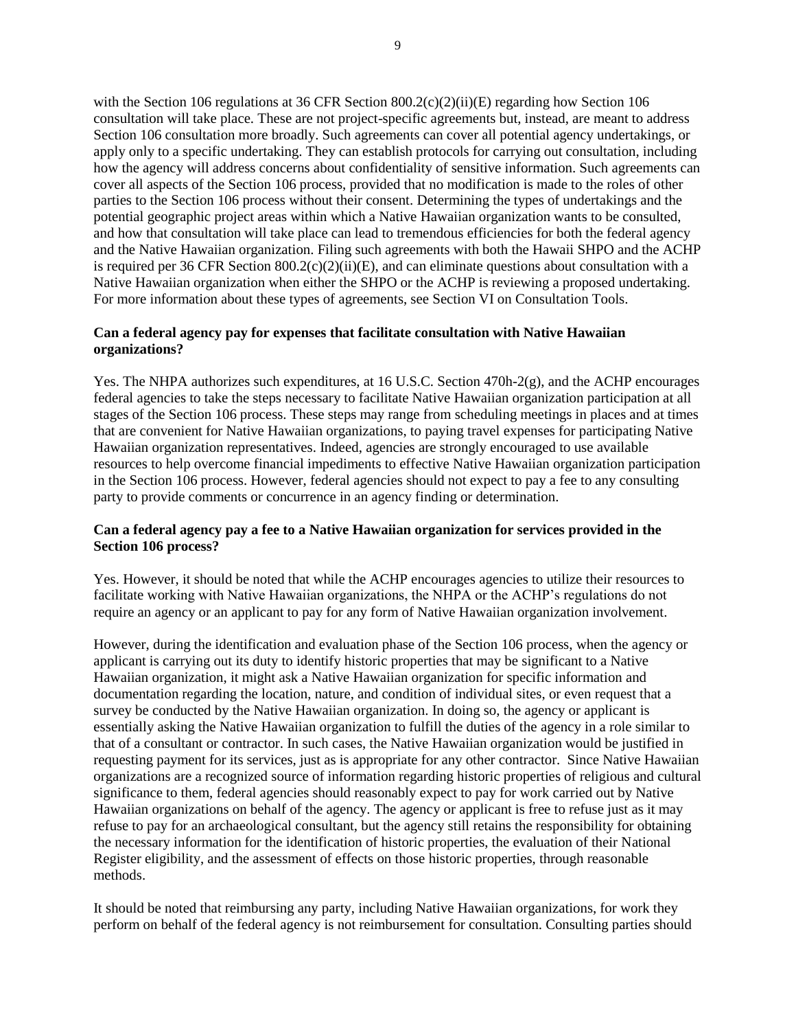with the Section 106 regulations at 36 CFR Section 800.2(c)(2)(ii)(E) regarding how Section 106 consultation will take place. These are not project-specific agreements but, instead, are meant to address Section 106 consultation more broadly. Such agreements can cover all potential agency undertakings, or apply only to a specific undertaking. They can establish protocols for carrying out consultation, including how the agency will address concerns about confidentiality of sensitive information. Such agreements can cover all aspects of the Section 106 process, provided that no modification is made to the roles of other parties to the Section 106 process without their consent. Determining the types of undertakings and the potential geographic project areas within which a Native Hawaiian organization wants to be consulted, and how that consultation will take place can lead to tremendous efficiencies for both the federal agency and the Native Hawaiian organization. Filing such agreements with both the Hawaii SHPO and the ACHP is required per 36 CFR Section 800.2(c)(2)(ii)(E), and can eliminate questions about consultation with a Native Hawaiian organization when either the SHPO or the ACHP is reviewing a proposed undertaking. For more information about these types of agreements, see Section VI on Consultation Tools.

**Can a federal agency pay for expenses that facilitate consultation with Native Hawaiian organizations?**

Yes. The NHPA authorizes such expenditures, at 16 U.S.C. Section 470h-2(g), and the ACHP encourages federal agencies to take the steps necessary to facilitate Native Hawaiian organization participation at all stages of the Section 106 process. These steps may range from scheduling meetings in places and at times that are convenient for Native Hawaiian organizations, to paying travel expenses for participating Native Hawaiian organization representatives. Indeed, agencies are strongly encouraged to use available resources to help overcome financial impediments to effective Native Hawaiian organization participation in the Section 106 process. However, federal agencies should not expect to pay a fee to any consulting party to provide comments or concurrence in an agency finding or determination.

**Can a federal agency pay a fee to a Native Hawaiian organization for services provided in the Section 106 process?**

Yes. However, it should be noted that while the ACHP encourages agencies to utilize their resources to facilitate working with Native Hawaiian organizations, the NHPA or the ACHP's regulations do not require an agency or an applicant to pay for any form of Native Hawaiian organization involvement.

However, during the identification and evaluation phase of the Section 106 process, when the agency or applicant is carrying out its duty to identify historic properties that may be significant to a Native Hawaiian organization, it might ask a Native Hawaiian organization for specific information and documentation regarding the location, nature, and condition of individual sites, or even request that a survey be conducted by the Native Hawaiian organization. In doing so, the agency or applicant is essentially asking the Native Hawaiian organization to fulfill the duties of the agency in a role similar to that of a consultant or contractor. In such cases, the Native Hawaiian organization would be justified in requesting payment for its services, just as is appropriate for any other contractor. Since Native Hawaiian organizations are a recognized source of information regarding historic properties of religious and cultural significance to them, federal agencies should reasonably expect to pay for work carried out by Native Hawaiian organizations on behalf of the agency. The agency or applicant is free to refuse just as it may refuse to pay for an archaeological consultant, but the agency still retains the responsibility for obtaining the necessary information for the identification of historic properties, the evaluation of their National Register eligibility, and the assessment of effects on those historic properties, through reasonable methods.

It should be noted that reimbursing any party, including Native Hawaiian organizations, for work they perform on behalf of the federal agency is not reimbursement for consultation. Consulting parties should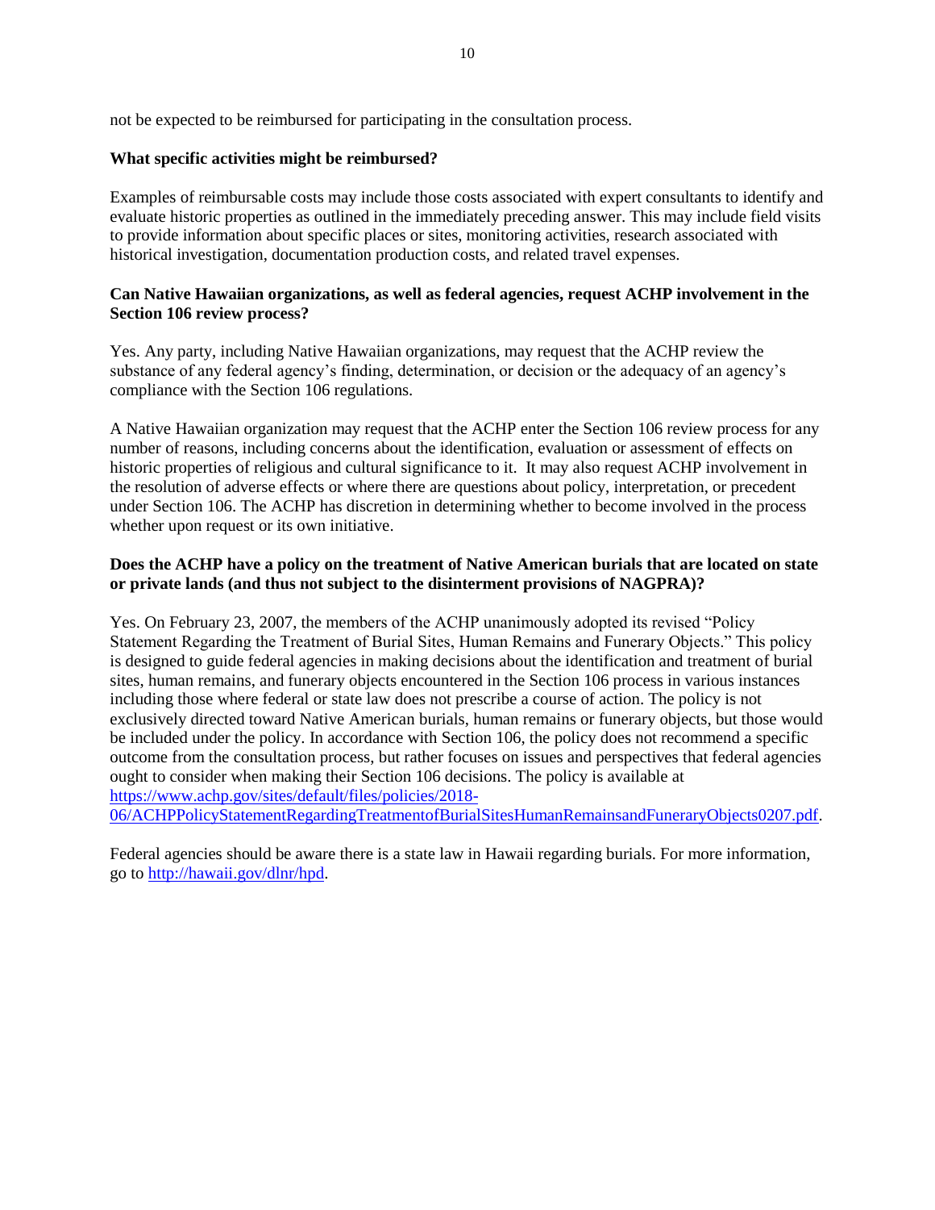not be expected to be reimbursed for participating in the consultation process.

**What specific activities might be reimbursed?**

Examples of reimbursable costs may include those costs associated with expert consultants to identify and evaluate historic properties as outlined in the immediately preceding answer. This may include field visits to provide information about specific places or sites, monitoring activities, research associated with historical investigation, documentation production costs, and related travel expenses.

**Can Native Hawaiian organizations, as well as federal agencies, request ACHP involvement in the Section 106 review process?**

Yes. Any party, including Native Hawaiian organizations, may request that the ACHP review the substance of any federal agency's finding, determination, or decision or the adequacy of an agency's compliance with the Section 106 regulations.

A Native Hawaiian organization may request that the ACHP enter the Section 106 review process for any number of reasons, including concerns about the identification, evaluation or assessment of effects on historic properties of religious and cultural significance to it. It may also request ACHP involvement in the resolution of adverse effects or where there are questions about policy, interpretation, or precedent under Section 106. The ACHP has discretion in determining whether to become involved in the process whether upon request or its own initiative.

**Does the ACHP have a policy on the treatment of Native American burials that are located on state or private lands (and thus not subject to the disinterment provisions of NAGPRA)?**

Yes. On February 23, 2007, the members of the ACHP unanimously adopted its revised "Policy Statement Regarding the Treatment of Burial Sites, Human Remains and Funerary Objects." This policy is designed to guide federal agencies in making decisions about the identification and treatment of burial sites, human remains, and funerary objects encountered in the Section 106 process in various instances including those where federal or state law does not prescribe a course of action. The policy is not exclusively directed toward Native American burials, human remains or funerary objects, but those would be included under the policy. In accordance with Section 106, the policy does not recommend a specific outcome from the consultation process, but rather focuses on issues and perspectives that federal agencies ought to consider when making their Section 106 decisions. The policy is available at [https://www.achp.gov/sites/default/files/policies/2018-06/ACHPPolicyStatementRegardingTreatmentofBurialSitesHumanRemainsandFuneraryObjects0207.pdf](https://www.achp.gov/sites/default/files/policies/2018-06/ACHPPolicyStatementRegardingTreatmentofBurialSitesHumanRemainsandFuneraryObjects0207.pdf).

Federal agencies should be aware there is a state law in Hawaii regarding burials. For more information, go to [http://hawaii.gov/dlnr/hpd](http://hawaii.gov/dlnr/hpd).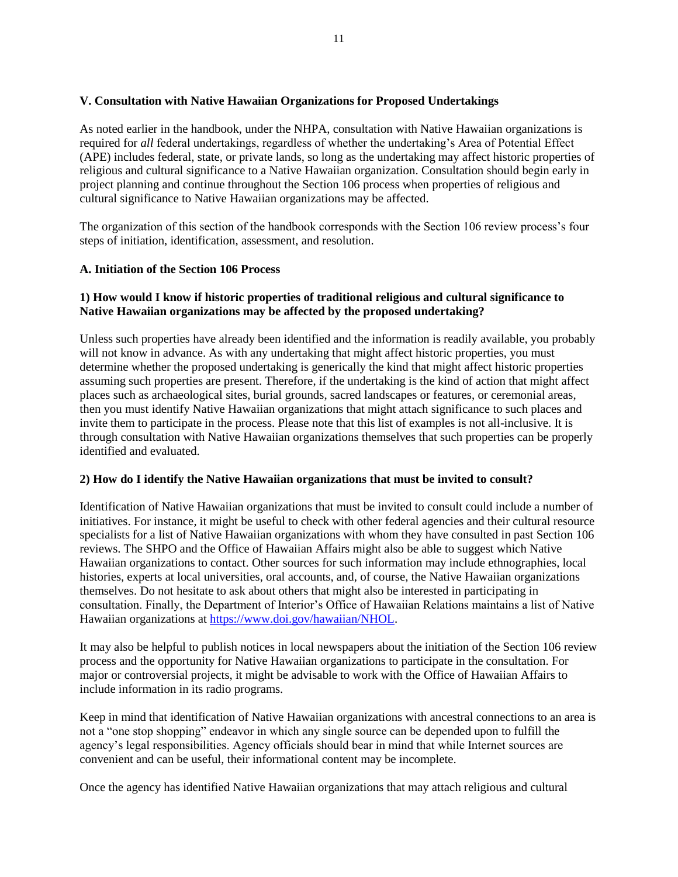### V. Consultation with Native Hawaiian Organizations for Proposed Undertakings

As noted earlier in the handbook, under the NHPA, consultation with Native Hawaiian organizations is required for *all* federal undertakings, regardless of whether the undertaking's Area of Potential Effect (APE) includes federal, state, or private lands, so long as the undertaking may affect historic properties of religious and cultural significance to a Native Hawaiian organization. Consultation should begin early in project planning and continue throughout the Section 106 process when properties of religious and cultural significance to Native Hawaiian organizations may be affected.

The organization of this section of the handbook corresponds with the Section 106 review process's four steps of initiation, identification, assessment, and resolution.

#### A. Initiation of the Section 106 Process

**1) How would I know if historic properties of traditional religious and cultural significance to Native Hawaiian organizations may be affected by the proposed undertaking?**

Unless such properties have already been identified and the information is readily available, you probably will not know in advance. As with any undertaking that might affect historic properties, you must determine whether the proposed undertaking is generically the kind that might affect historic properties assuming such properties are present. Therefore, if the undertaking is the kind of action that might affect places such as archaeological sites, burial grounds, sacred landscapes or features, or ceremonial areas, then you must identify Native Hawaiian organizations that might attach significance to such places and invite them to participate in the process. Please note that this list of examples is not all-inclusive. It is through consultation with Native Hawaiian organizations themselves that such properties can be properly identified and evaluated.

**2) How do I identify the Native Hawaiian organizations that must be invited to consult?**

Identification of Native Hawaiian organizations that must be invited to consult could include a number of initiatives. For instance, it might be useful to check with other federal agencies and their cultural resource specialists for a list of Native Hawaiian organizations with whom they have consulted in past Section 106 reviews. The SHPO and the Office of Hawaiian Affairs might also be able to suggest which Native Hawaiian organizations to contact. Other sources for such information may include ethnographies, local histories, experts at local universities, oral accounts, and, of course, the Native Hawaiian organizations themselves. Do not hesitate to ask about others that might also be interested in participating in consultation. Finally, the Department of Interior's Office of Hawaiian Relations maintains a list of Native Hawaiian organizations at [https://www.doi.gov/hawaiian/NHOL](https://www.doi.gov/hawaiian/NHOL).

It may also be helpful to publish notices in local newspapers about the initiation of the Section 106 review process and the opportunity for Native Hawaiian organizations to participate in the consultation. For major or controversial projects, it might be advisable to work with the Office of Hawaiian Affairs to include information in its radio programs.

Keep in mind that identification of Native Hawaiian organizations with ancestral connections to an area is not a "one stop shopping" endeavor in which any single source can be depended upon to fulfill the agency's legal responsibilities. Agency officials should bear in mind that while Internet sources are convenient and can be useful, their informational content may be incomplete.

Once the agency has identified Native Hawaiian organizations that may attach religious and cultural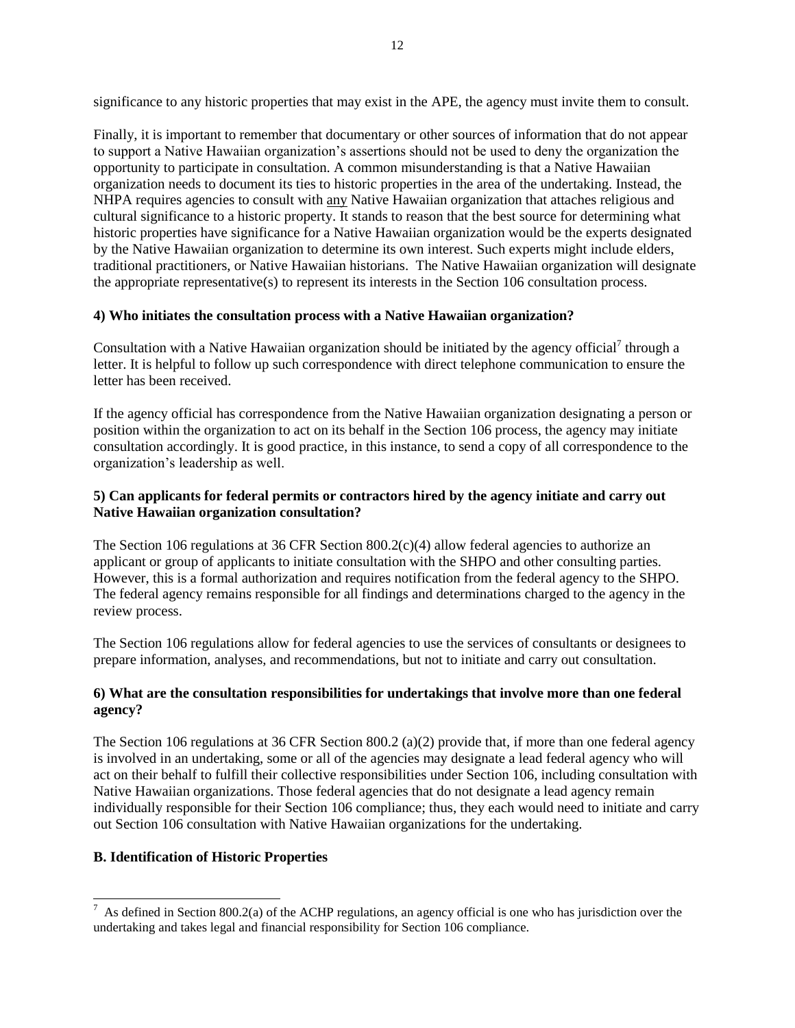significance to any historic properties that may exist in the APE, the agency must invite them to consult.

Finally, it is important to remember that documentary or other sources of information that do not appear to support a Native Hawaiian organization's assertions should not be used to deny the organization the opportunity to participate in consultation. A common misunderstanding is that a Native Hawaiian organization needs to document its ties to historic properties in the area of the undertaking. Instead, the NHPA requires agencies to consult with any Native Hawaiian organization that attaches religious and cultural significance to a historic property. It stands to reason that the best source for determining what historic properties have significance for a Native Hawaiian organization would be the experts designated by the Native Hawaiian organization to determine its own interest. Such experts might include elders, traditional practitioners, or Native Hawaiian historians. The Native Hawaiian organization will designate the appropriate representative(s) to represent its interests in the Section 106 consultation process.

**4) Who initiates the consultation process with a Native Hawaiian organization?**

Consultation with a Native Hawaiian organization should be initiated by the agency official[7] through a letter. It is helpful to follow up such correspondence with direct telephone communication to ensure the letter has been received.

If the agency official has correspondence from the Native Hawaiian organization designating a person or position within the organization to act on its behalf in the Section 106 process, the agency may initiate consultation accordingly. It is good practice, in this instance, to send a copy of all correspondence to the organization's leadership as well.

**5) Can applicants for federal permits or contractors hired by the agency initiate and carry out Native Hawaiian organization consultation?**

The Section 106 regulations at 36 CFR Section 800.2(c)(4) allow federal agencies to authorize an applicant or group of applicants to initiate consultation with the SHPO and other consulting parties. However, this is a formal authorization and requires notification from the federal agency to the SHPO. The federal agency remains responsible for all findings and determinations charged to the agency in the review process.

The Section 106 regulations allow for federal agencies to use the services of consultants or designees to prepare information, analyses, and recommendations, but not to initiate and carry out consultation.

**6) What are the consultation responsibilities for undertakings that involve more than one federal agency?**

The Section 106 regulations at 36 CFR Section 800.2 (a)(2) provide that, if more than one federal agency is involved in an undertaking, some or all of the agencies may designate a lead federal agency who will act on their behalf to fulfill their collective responsibilities under Section 106, including consultation with Native Hawaiian organizations. Those federal agencies that do not designate a lead agency remain individually responsible for their Section 106 compliance; thus, they each would need to initiate and carry out Section 106 consultation with Native Hawaiian organizations for the undertaking.

**B. Identification of Historic Properties**

[7] As defined in Section 800.2(a) of the ACHP regulations, an agency official is one who has jurisdiction over the undertaking and takes legal and financial responsibility for Section 106 compliance.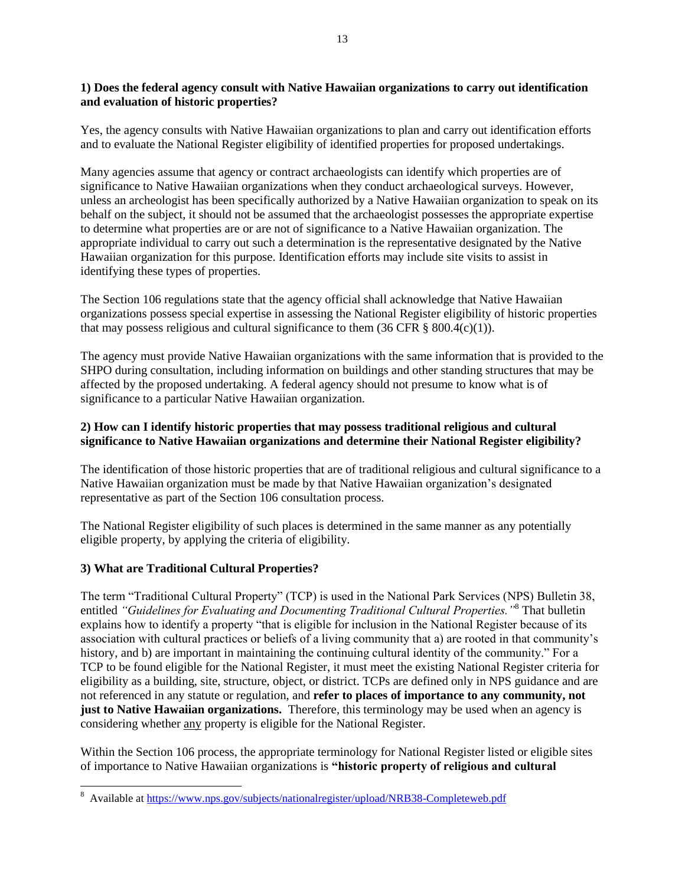**1) Does the federal agency consult with Native Hawaiian organizations to carry out identification and evaluation of historic properties?**

Yes, the agency consults with Native Hawaiian organizations to plan and carry out identification efforts and to evaluate the National Register eligibility of identified properties for proposed undertakings.

Many agencies assume that agency or contract archaeologists can identify which properties are of significance to Native Hawaiian organizations when they conduct archaeological surveys. However, unless an archeologist has been specifically authorized by a Native Hawaiian organization to speak on its behalf on the subject, it should not be assumed that the archaeologist possesses the appropriate expertise to determine what properties are or are not of significance to a Native Hawaiian organization. The appropriate individual to carry out such a determination is the representative designated by the Native Hawaiian organization for this purpose. Identification efforts may include site visits to assist in identifying these types of properties.

The Section 106 regulations state that the agency official shall acknowledge that Native Hawaiian organizations possess special expertise in assessing the National Register eligibility of historic properties that may possess religious and cultural significance to them (36 CFR § 800.4(c)(1)).

The agency must provide Native Hawaiian organizations with the same information that is provided to the SHPO during consultation, including information on buildings and other standing structures that may be affected by the proposed undertaking. A federal agency should not presume to know what is of significance to a particular Native Hawaiian organization.

**2) How can I identify historic properties that may possess traditional religious and cultural significance to Native Hawaiian organizations and determine their National Register eligibility?**

The identification of those historic properties that are of traditional religious and cultural significance to a Native Hawaiian organization must be made by that Native Hawaiian organization's designated representative as part of the Section 106 consultation process.

The National Register eligibility of such places is determined in the same manner as any potentially eligible property, by applying the criteria of eligibility.

**3) What are Traditional Cultural Properties?**

The term "Traditional Cultural Property" (TCP) is used in the National Park Services (NPS) Bulletin 38, entitled *"Guidelines for Evaluating and Documenting Traditional Cultural Properties."*[8] That bulletin explains how to identify a property "that is eligible for inclusion in the National Register because of its association with cultural practices or beliefs of a living community that a) are rooted in that community's history, and b) are important in maintaining the continuing cultural identity of the community." For a TCP to be found eligible for the National Register, it must meet the existing National Register criteria for eligibility as a building, site, structure, object, or district. TCPs are defined only in NPS guidance and are not referenced in any statute or regulation, and **refer to places of importance to any community, not just to Native Hawaiian organizations.** Therefore, this terminology may be used when an agency is considering whether <u>any</u> property is eligible for the National Register.

Within the Section 106 process, the appropriate terminology for National Register listed or eligible sites of importance to Native Hawaiian organizations is **"historic property of religious and cultural**

[8] Available at https://www.nps.gov/subjects/nationalregister/upload/NRB38-Completeweb.pdf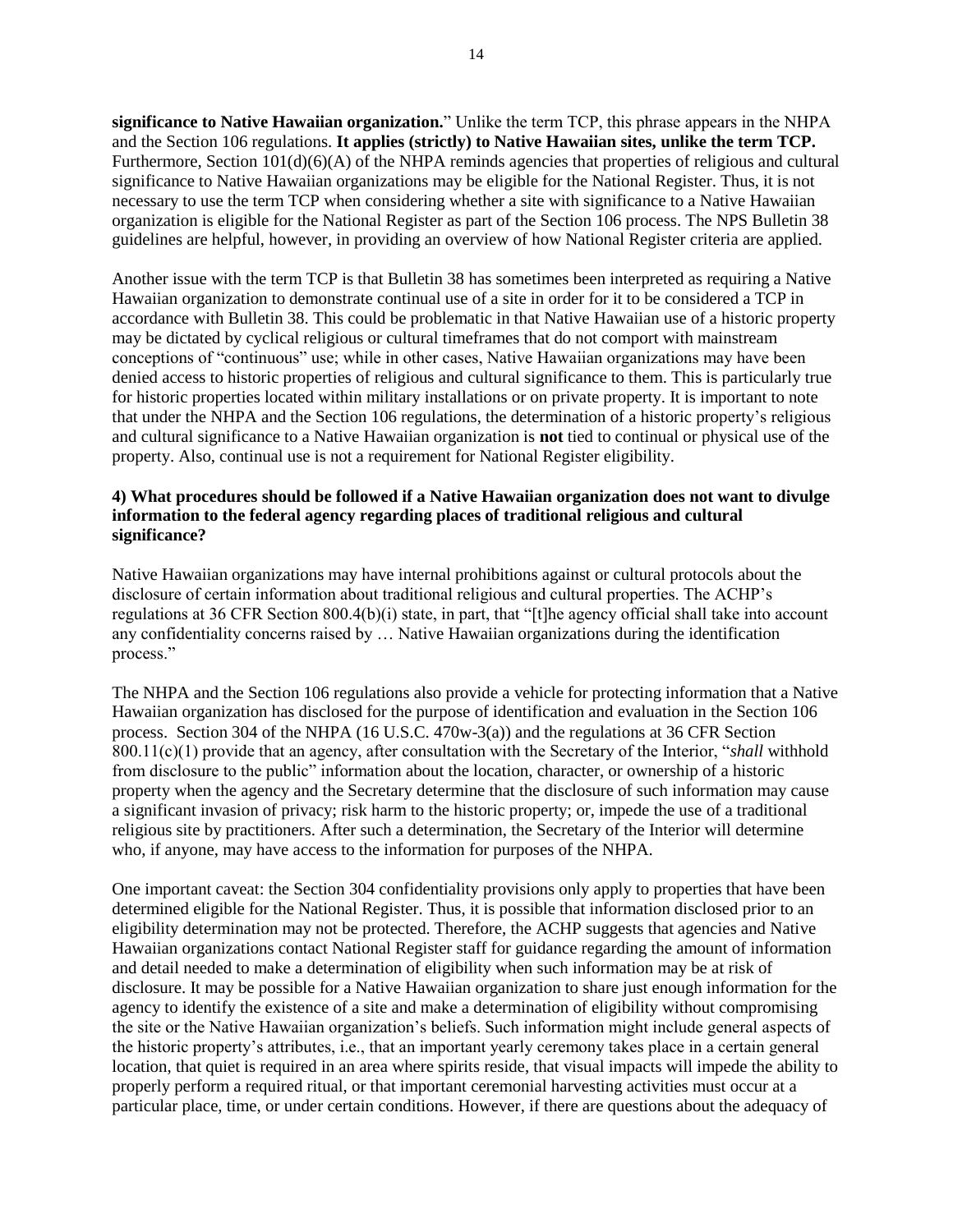**significance to Native Hawaiian organization.**" Unlike the term TCP, this phrase appears in the NHPA and the Section 106 regulations. **It applies (strictly) to Native Hawaiian sites, unlike the term TCP.** Furthermore, Section 101(d)(6)(A) of the NHPA reminds agencies that properties of religious and cultural significance to Native Hawaiian organizations may be eligible for the National Register. Thus, it is not necessary to use the term TCP when considering whether a site with significance to a Native Hawaiian organization is eligible for the National Register as part of the Section 106 process. The NPS Bulletin 38 guidelines are helpful, however, in providing an overview of how National Register criteria are applied.

Another issue with the term TCP is that Bulletin 38 has sometimes been interpreted as requiring a Native Hawaiian organization to demonstrate continual use of a site in order for it to be considered a TCP in accordance with Bulletin 38. This could be problematic in that Native Hawaiian use of a historic property may be dictated by cyclical religious or cultural timeframes that do not comport with mainstream conceptions of "continuous" use; while in other cases, Native Hawaiian organizations may have been denied access to historic properties of religious and cultural significance to them. This is particularly true for historic properties located within military installations or on private property. It is important to note that under the NHPA and the Section 106 regulations, the determination of a historic property's religious and cultural significance to a Native Hawaiian organization is **not** tied to continual or physical use of the property. Also, continual use is not a requirement for National Register eligibility.

**4) What procedures should be followed if a Native Hawaiian organization does not want to divulge information to the federal agency regarding places of traditional religious and cultural significance?**

Native Hawaiian organizations may have internal prohibitions against or cultural protocols about the disclosure of certain information about traditional religious and cultural properties. The ACHP's regulations at 36 CFR Section 800.4(b)(i) state, in part, that "[t]he agency official shall take into account any confidentiality concerns raised by … Native Hawaiian organizations during the identification process."

The NHPA and the Section 106 regulations also provide a vehicle for protecting information that a Native Hawaiian organization has disclosed for the purpose of identification and evaluation in the Section 106 process. Section 304 of the NHPA (16 U.S.C. 470w-3(a)) and the regulations at 36 CFR Section 800.11(c)(1) provide that an agency, after consultation with the Secretary of the Interior, "*shall* withhold from disclosure to the public" information about the location, character, or ownership of a historic property when the agency and the Secretary determine that the disclosure of such information may cause a significant invasion of privacy; risk harm to the historic property; or, impede the use of a traditional religious site by practitioners. After such a determination, the Secretary of the Interior will determine who, if anyone, may have access to the information for purposes of the NHPA.

One important caveat: the Section 304 confidentiality provisions only apply to properties that have been determined eligible for the National Register. Thus, it is possible that information disclosed prior to an eligibility determination may not be protected. Therefore, the ACHP suggests that agencies and Native Hawaiian organizations contact National Register staff for guidance regarding the amount of information and detail needed to make a determination of eligibility when such information may be at risk of disclosure. It may be possible for a Native Hawaiian organization to share just enough information for the agency to identify the existence of a site and make a determination of eligibility without compromising the site or the Native Hawaiian organization's beliefs. Such information might include general aspects of the historic property's attributes, i.e., that an important yearly ceremony takes place in a certain general location, that quiet is required in an area where spirits reside, that visual impacts will impede the ability to properly perform a required ritual, or that important ceremonial harvesting activities must occur at a particular place, time, or under certain conditions. However, if there are questions about the adequacy of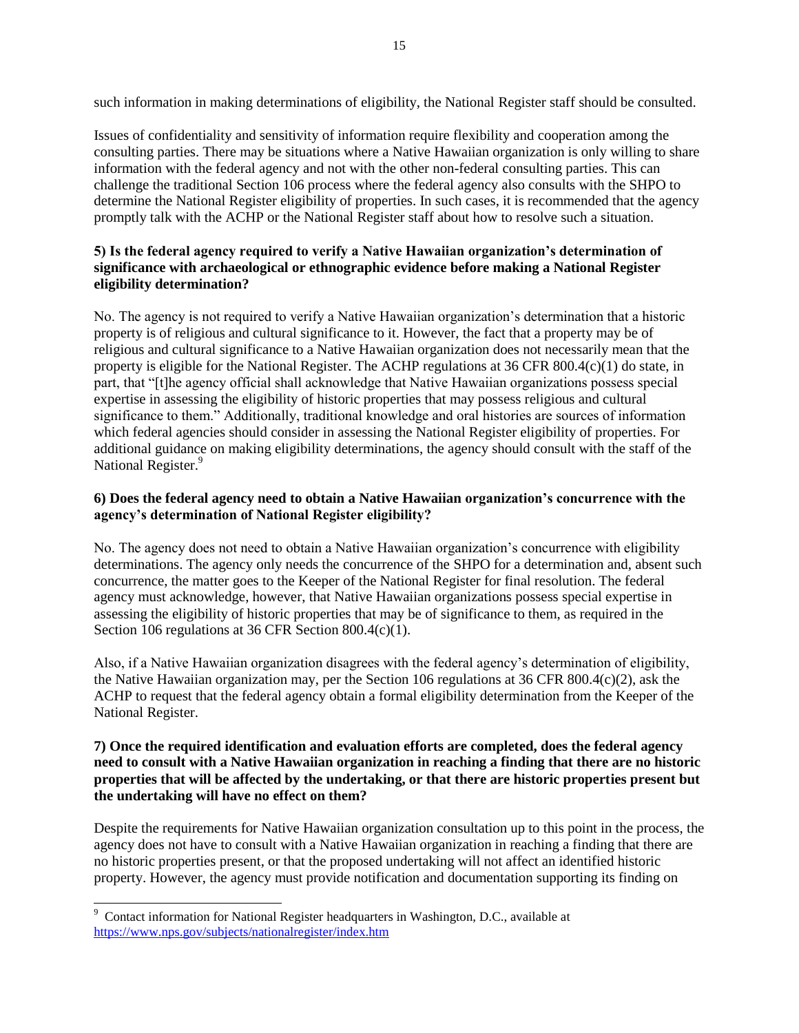such information in making determinations of eligibility, the National Register staff should be consulted.

Issues of confidentiality and sensitivity of information require flexibility and cooperation among the consulting parties. There may be situations where a Native Hawaiian organization is only willing to share information with the federal agency and not with the other non-federal consulting parties. This can challenge the traditional Section 106 process where the federal agency also consults with the SHPO to determine the National Register eligibility of properties. In such cases, it is recommended that the agency promptly talk with the ACHP or the National Register staff about how to resolve such a situation.

**5) Is the federal agency required to verify a Native Hawaiian organization's determination of significance with archaeological or ethnographic evidence before making a National Register eligibility determination?**

No. The agency is not required to verify a Native Hawaiian organization's determination that a historic property is of religious and cultural significance to it. However, the fact that a property may be of religious and cultural significance to a Native Hawaiian organization does not necessarily mean that the property is eligible for the National Register. The ACHP regulations at 36 CFR 800.4(c)(1) do state, in part, that "[t]he agency official shall acknowledge that Native Hawaiian organizations possess special expertise in assessing the eligibility of historic properties that may possess religious and cultural significance to them." Additionally, traditional knowledge and oral histories are sources of information which federal agencies should consider in assessing the National Register eligibility of properties. For additional guidance on making eligibility determinations, the agency should consult with the staff of the National Register.[9]

**6) Does the federal agency need to obtain a Native Hawaiian organization's concurrence with the agency's determination of National Register eligibility?**

No. The agency does not need to obtain a Native Hawaiian organization's concurrence with eligibility determinations. The agency only needs the concurrence of the SHPO for a determination and, absent such concurrence, the matter goes to the Keeper of the National Register for final resolution. The federal agency must acknowledge, however, that Native Hawaiian organizations possess special expertise in assessing the eligibility of historic properties that may be of significance to them, as required in the Section 106 regulations at 36 CFR Section 800.4(c)(1).

Also, if a Native Hawaiian organization disagrees with the federal agency's determination of eligibility, the Native Hawaiian organization may, per the Section 106 regulations at 36 CFR 800.4(c)(2), ask the ACHP to request that the federal agency obtain a formal eligibility determination from the Keeper of the National Register.

**7) Once the required identification and evaluation efforts are completed, does the federal agency need to consult with a Native Hawaiian organization in reaching a finding that there are no historic properties that will be affected by the undertaking, or that there are historic properties present but the undertaking will have no effect on them?**

Despite the requirements for Native Hawaiian organization consultation up to this point in the process, the agency does not have to consult with a Native Hawaiian organization in reaching a finding that there are no historic properties present, or that the proposed undertaking will not affect an identified historic property. However, the agency must provide notification and documentation supporting its finding on

---

[9] Contact information for National Register headquarters in Washington, D.C., available at https://www.nps.gov/subjects/nationalregister/index.htm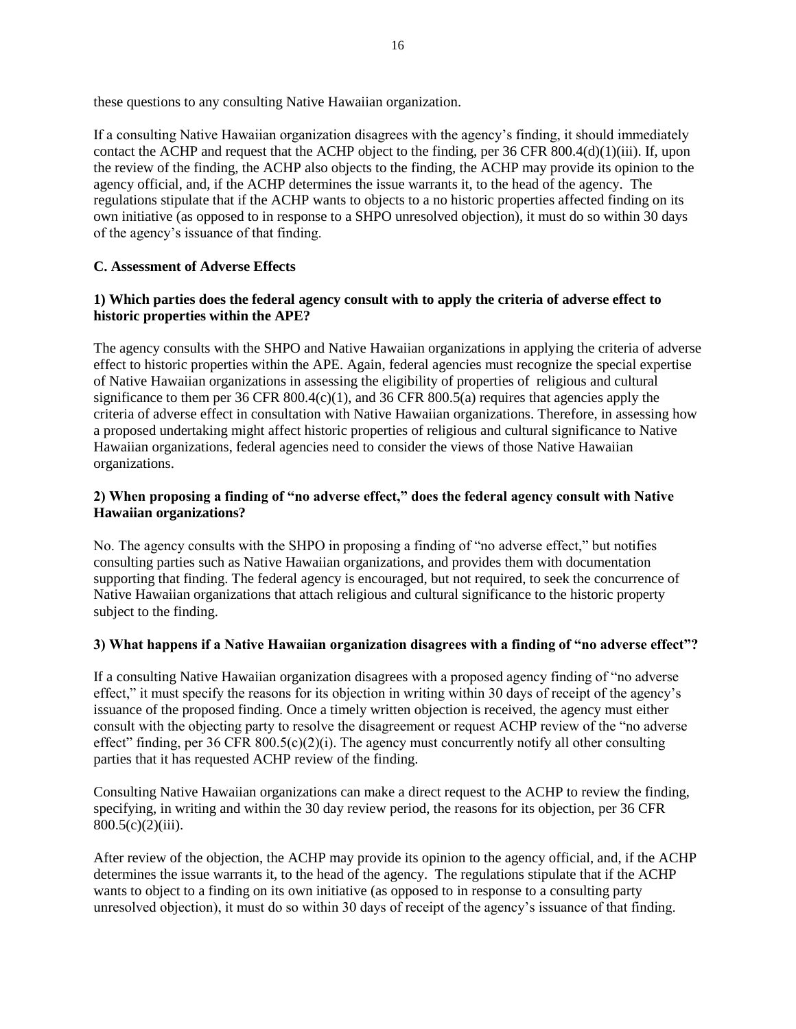these questions to any consulting Native Hawaiian organization.

If a consulting Native Hawaiian organization disagrees with the agency's finding, it should immediately contact the ACHP and request that the ACHP object to the finding, per 36 CFR 800.4(d)(1)(iii). If, upon the review of the finding, the ACHP also objects to the finding, the ACHP may provide its opinion to the agency official, and, if the ACHP determines the issue warrants it, to the head of the agency. The regulations stipulate that if the ACHP wants to objects to a no historic properties affected finding on its own initiative (as opposed to in response to a SHPO unresolved objection), it must do so within 30 days of the agency's issuance of that finding.

### C. Assessment of Adverse Effects

#### 1) Which parties does the federal agency consult with to apply the criteria of adverse effect to historic properties within the APE?

The agency consults with the SHPO and Native Hawaiian organizations in applying the criteria of adverse effect to historic properties within the APE. Again, federal agencies must recognize the special expertise of Native Hawaiian organizations in assessing the eligibility of properties of religious and cultural significance to them per 36 CFR 800.4(c)(1), and 36 CFR 800.5(a) requires that agencies apply the criteria of adverse effect in consultation with Native Hawaiian organizations. Therefore, in assessing how a proposed undertaking might affect historic properties of religious and cultural significance to Native Hawaiian organizations, federal agencies need to consider the views of those Native Hawaiian organizations.

#### 2) When proposing a finding of "no adverse effect," does the federal agency consult with Native Hawaiian organizations?

No. The agency consults with the SHPO in proposing a finding of "no adverse effect," but notifies consulting parties such as Native Hawaiian organizations, and provides them with documentation supporting that finding. The federal agency is encouraged, but not required, to seek the concurrence of Native Hawaiian organizations that attach religious and cultural significance to the historic property subject to the finding.

#### 3) What happens if a Native Hawaiian organization disagrees with a finding of "no adverse effect"?

If a consulting Native Hawaiian organization disagrees with a proposed agency finding of "no adverse effect," it must specify the reasons for its objection in writing within 30 days of receipt of the agency's issuance of the proposed finding. Once a timely written objection is received, the agency must either consult with the objecting party to resolve the disagreement or request ACHP review of the "no adverse effect" finding, per 36 CFR 800.5(c)(2)(i). The agency must concurrently notify all other consulting parties that it has requested ACHP review of the finding.

Consulting Native Hawaiian organizations can make a direct request to the ACHP to review the finding, specifying, in writing and within the 30 day review period, the reasons for its objection, per 36 CFR 800.5(c)(2)(iii).

After review of the objection, the ACHP may provide its opinion to the agency official, and, if the ACHP determines the issue warrants it, to the head of the agency. The regulations stipulate that if the ACHP wants to object to a finding on its own initiative (as opposed to in response to a consulting party unresolved objection), it must do so within 30 days of receipt of the agency's issuance of that finding.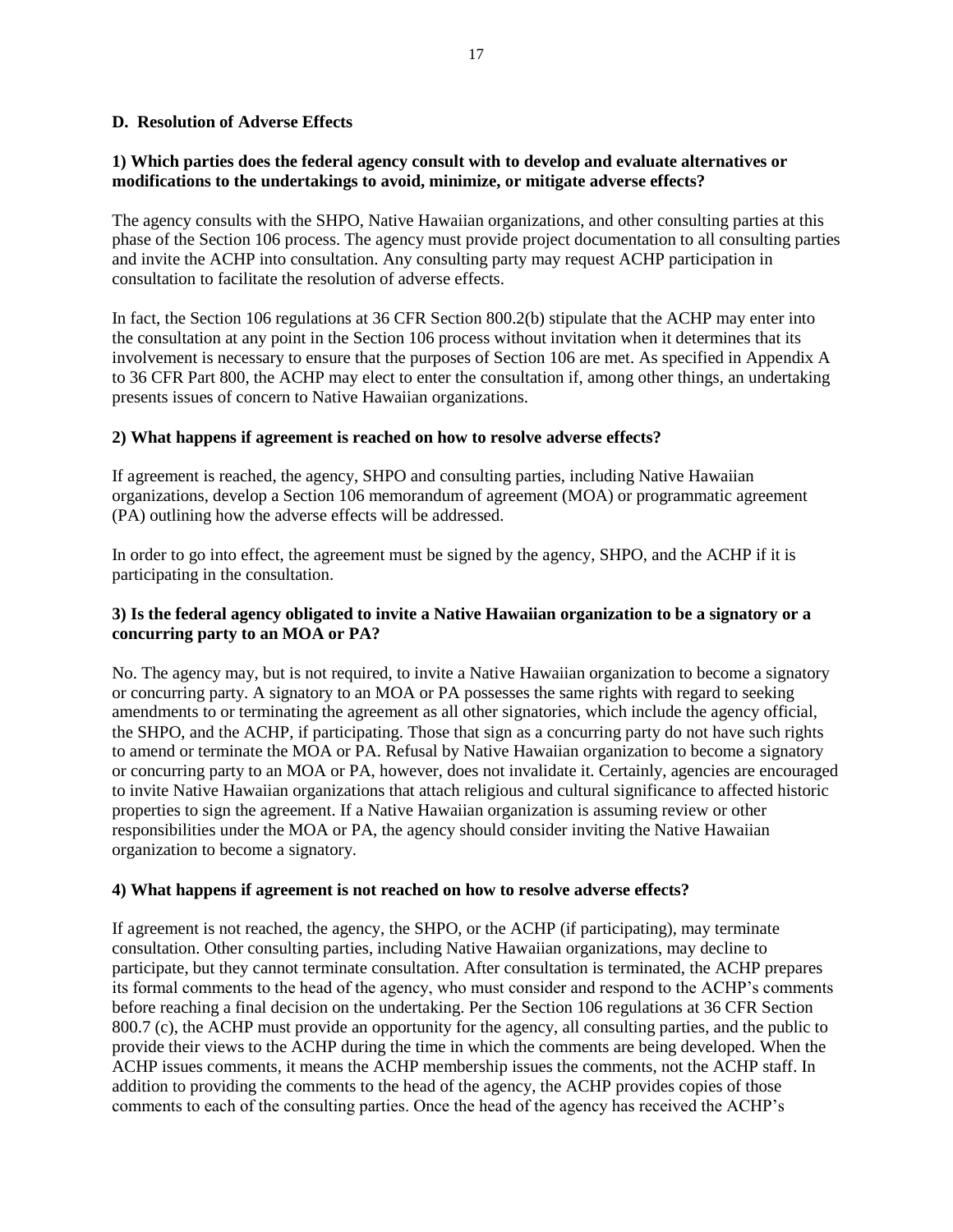### D. Resolution of Adverse Effects

**1) Which parties does the federal agency consult with to develop and evaluate alternatives or modifications to the undertakings to avoid, minimize, or mitigate adverse effects?**

The agency consults with the SHPO, Native Hawaiian organizations, and other consulting parties at this phase of the Section 106 process. The agency must provide project documentation to all consulting parties and invite the ACHP into consultation. Any consulting party may request ACHP participation in consultation to facilitate the resolution of adverse effects.

In fact, the Section 106 regulations at 36 CFR Section 800.2(b) stipulate that the ACHP may enter into the consultation at any point in the Section 106 process without invitation when it determines that its involvement is necessary to ensure that the purposes of Section 106 are met. As specified in Appendix A to 36 CFR Part 800, the ACHP may elect to enter the consultation if, among other things, an undertaking presents issues of concern to Native Hawaiian organizations.

**2) What happens if agreement is reached on how to resolve adverse effects?**

If agreement is reached, the agency, SHPO and consulting parties, including Native Hawaiian organizations, develop a Section 106 memorandum of agreement (MOA) or programmatic agreement (PA) outlining how the adverse effects will be addressed.

In order to go into effect, the agreement must be signed by the agency, SHPO, and the ACHP if it is participating in the consultation.

**3) Is the federal agency obligated to invite a Native Hawaiian organization to be a signatory or a concurring party to an MOA or PA?**

No. The agency may, but is not required, to invite a Native Hawaiian organization to become a signatory or concurring party. A signatory to an MOA or PA possesses the same rights with regard to seeking amendments to or terminating the agreement as all other signatories, which include the agency official, the SHPO, and the ACHP, if participating. Those that sign as a concurring party do not have such rights to amend or terminate the MOA or PA. Refusal by Native Hawaiian organization to become a signatory or concurring party to an MOA or PA, however, does not invalidate it. Certainly, agencies are encouraged to invite Native Hawaiian organizations that attach religious and cultural significance to affected historic properties to sign the agreement. If a Native Hawaiian organization is assuming review or other responsibilities under the MOA or PA, the agency should consider inviting the Native Hawaiian organization to become a signatory.

**4) What happens if agreement is not reached on how to resolve adverse effects?**

If agreement is not reached, the agency, the SHPO, or the ACHP (if participating), may terminate consultation. Other consulting parties, including Native Hawaiian organizations, may decline to participate, but they cannot terminate consultation. After consultation is terminated, the ACHP prepares its formal comments to the head of the agency, who must consider and respond to the ACHP's comments before reaching a final decision on the undertaking. Per the Section 106 regulations at 36 CFR Section 800.7 (c), the ACHP must provide an opportunity for the agency, all consulting parties, and the public to provide their views to the ACHP during the time in which the comments are being developed. When the ACHP issues comments, it means the ACHP membership issues the comments, not the ACHP staff. In addition to providing the comments to the head of the agency, the ACHP provides copies of those comments to each of the consulting parties. Once the head of the agency has received the ACHP's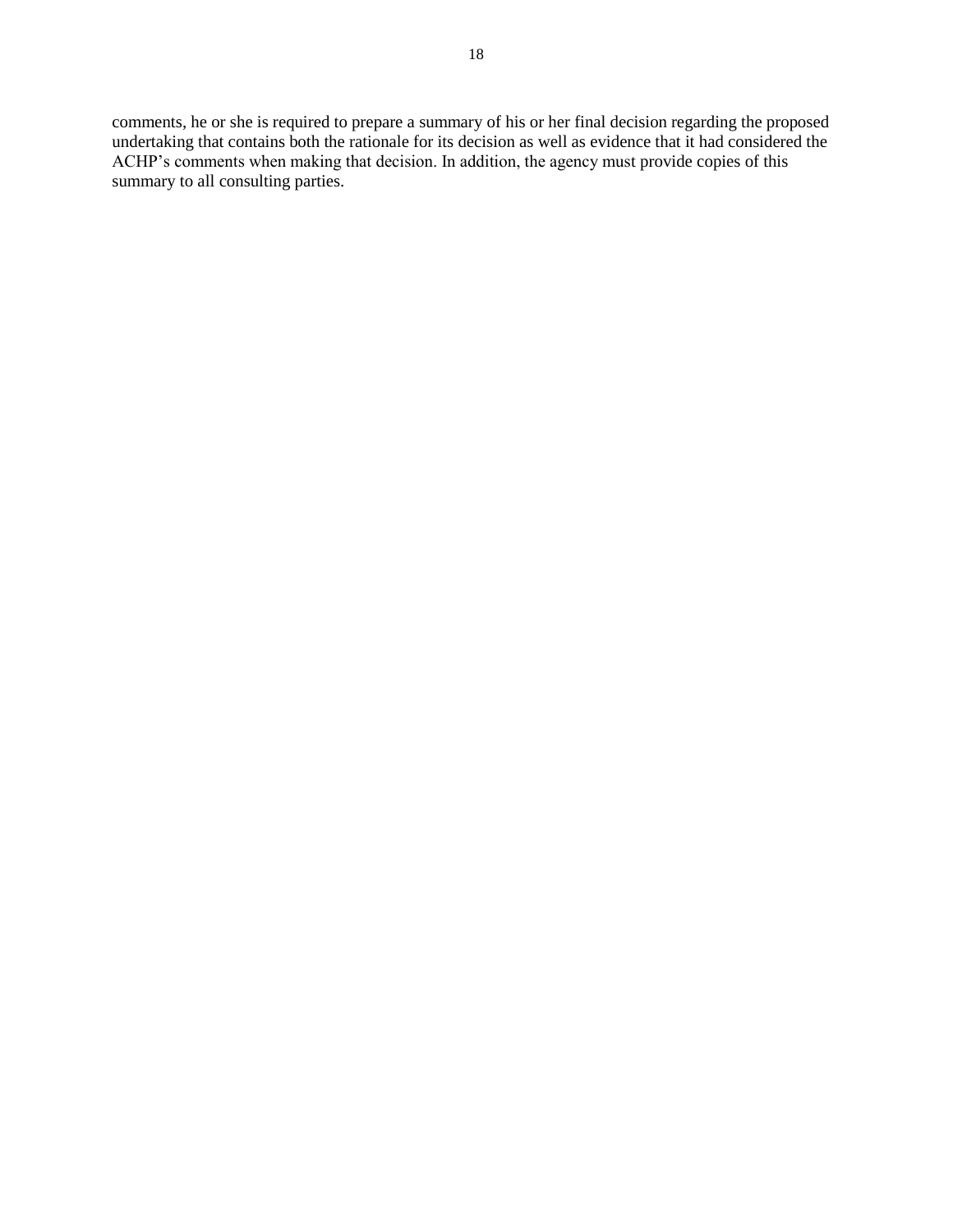comments, he or she is required to prepare a summary of his or her final decision regarding the proposed undertaking that contains both the rationale for its decision as well as evidence that it had considered the ACHP's comments when making that decision. In addition, the agency must provide copies of this summary to all consulting parties.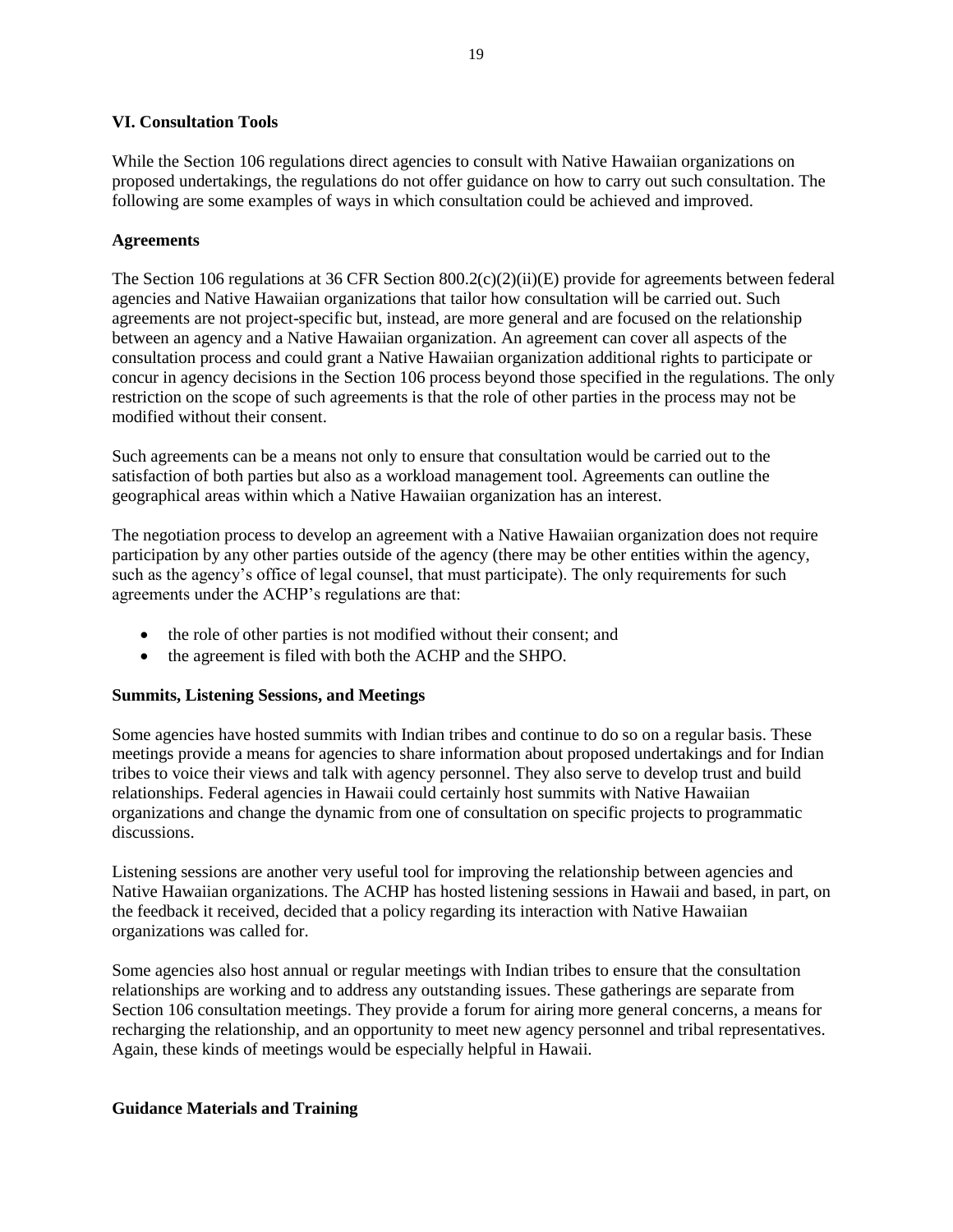## VI. Consultation Tools

While the Section 106 regulations direct agencies to consult with Native Hawaiian organizations on proposed undertakings, the regulations do not offer guidance on how to carry out such consultation. The following are some examples of ways in which consultation could be achieved and improved.

### Agreements

The Section 106 regulations at 36 CFR Section 800.2(c)(2)(ii)(E) provide for agreements between federal agencies and Native Hawaiian organizations that tailor how consultation will be carried out. Such agreements are not project-specific but, instead, are more general and are focused on the relationship between an agency and a Native Hawaiian organization. An agreement can cover all aspects of the consultation process and could grant a Native Hawaiian organization additional rights to participate or concur in agency decisions in the Section 106 process beyond those specified in the regulations. The only restriction on the scope of such agreements is that the role of other parties in the process may not be modified without their consent.

Such agreements can be a means not only to ensure that consultation would be carried out to the satisfaction of both parties but also as a workload management tool. Agreements can outline the geographical areas within which a Native Hawaiian organization has an interest.

The negotiation process to develop an agreement with a Native Hawaiian organization does not require participation by any other parties outside of the agency (there may be other entities within the agency, such as the agency's office of legal counsel, that must participate). The only requirements for such agreements under the ACHP's regulations are that:

- the role of other parties is not modified without their consent; and
- the agreement is filed with both the ACHP and the SHPO.

### Summits, Listening Sessions, and Meetings

Some agencies have hosted summits with Indian tribes and continue to do so on a regular basis. These meetings provide a means for agencies to share information about proposed undertakings and for Indian tribes to voice their views and talk with agency personnel. They also serve to develop trust and build relationships. Federal agencies in Hawaii could certainly host summits with Native Hawaiian organizations and change the dynamic from one of consultation on specific projects to programmatic discussions.

Listening sessions are another very useful tool for improving the relationship between agencies and Native Hawaiian organizations. The ACHP has hosted listening sessions in Hawaii and based, in part, on the feedback it received, decided that a policy regarding its interaction with Native Hawaiian organizations was called for.

Some agencies also host annual or regular meetings with Indian tribes to ensure that the consultation relationships are working and to address any outstanding issues. These gatherings are separate from Section 106 consultation meetings. They provide a forum for airing more general concerns, a means for recharging the relationship, and an opportunity to meet new agency personnel and tribal representatives. Again, these kinds of meetings would be especially helpful in Hawaii.

### Guidance Materials and Training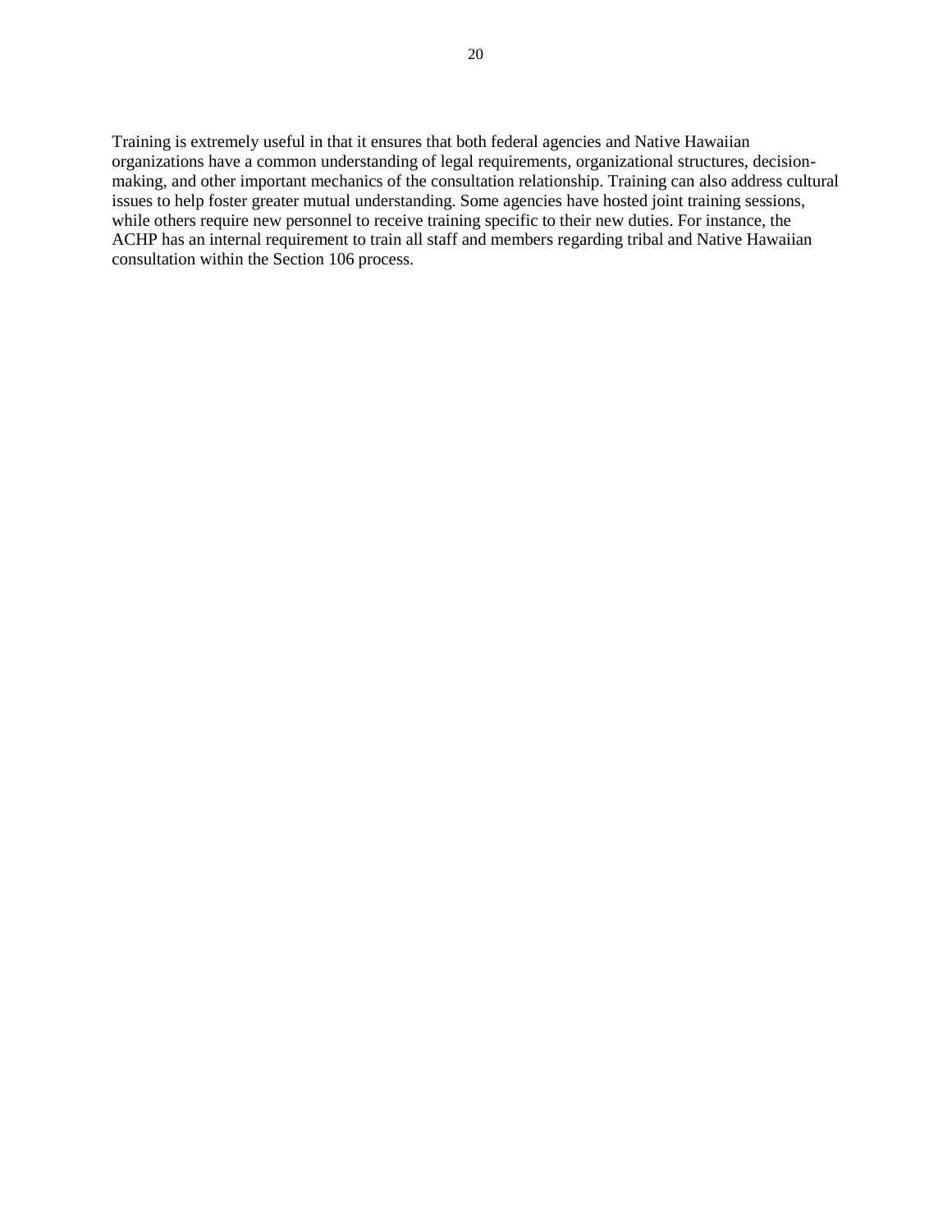Training is extremely useful in that it ensures that both federal agencies and Native Hawaiian organizations have a common understanding of legal requirements, organizational structures, decision-making, and other important mechanics of the consultation relationship. Training can also address cultural issues to help foster greater mutual understanding. Some agencies have hosted joint training sessions, while others require new personnel to receive training specific to their new duties. For instance, the ACHP has an internal requirement to train all staff and members regarding tribal and Native Hawaiian consultation within the Section 106 process.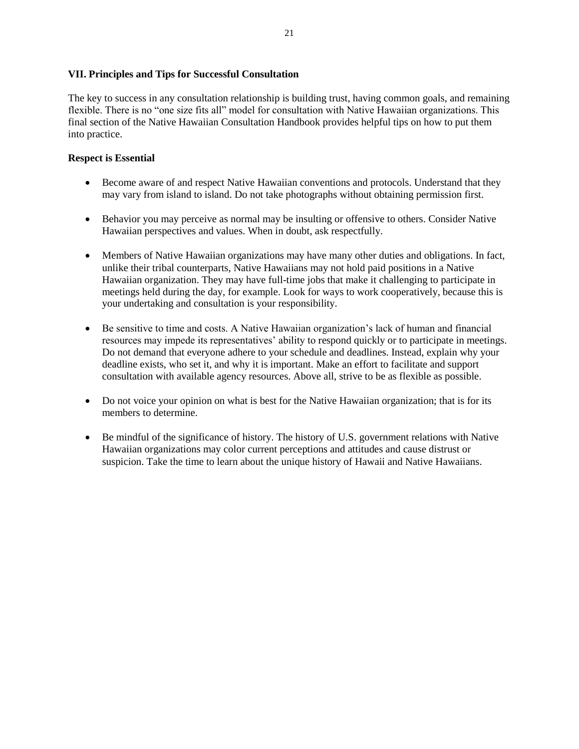## VII. Principles and Tips for Successful Consultation

The key to success in any consultation relationship is building trust, having common goals, and remaining flexible. There is no "one size fits all" model for consultation with Native Hawaiian organizations. This final section of the Native Hawaiian Consultation Handbook provides helpful tips on how to put them into practice.

### Respect is Essential

- Become aware of and respect Native Hawaiian conventions and protocols. Understand that they may vary from island to island. Do not take photographs without obtaining permission first.

- Behavior you may perceive as normal may be insulting or offensive to others. Consider Native Hawaiian perspectives and values. When in doubt, ask respectfully.

- Members of Native Hawaiian organizations may have many other duties and obligations. In fact, unlike their tribal counterparts, Native Hawaiians may not hold paid positions in a Native Hawaiian organization. They may have full-time jobs that make it challenging to participate in meetings held during the day, for example. Look for ways to work cooperatively, because this is your undertaking and consultation is your responsibility.

- Be sensitive to time and costs. A Native Hawaiian organization's lack of human and financial resources may impede its representatives' ability to respond quickly or to participate in meetings. Do not demand that everyone adhere to your schedule and deadlines. Instead, explain why your deadline exists, who set it, and why it is important. Make an effort to facilitate and support consultation with available agency resources. Above all, strive to be as flexible as possible.

- Do not voice your opinion on what is best for the Native Hawaiian organization; that is for its members to determine.

- Be mindful of the significance of history. The history of U.S. government relations with Native Hawaiian organizations may color current perceptions and attitudes and cause distrust or suspicion. Take the time to learn about the unique history of Hawaii and Native Hawaiians.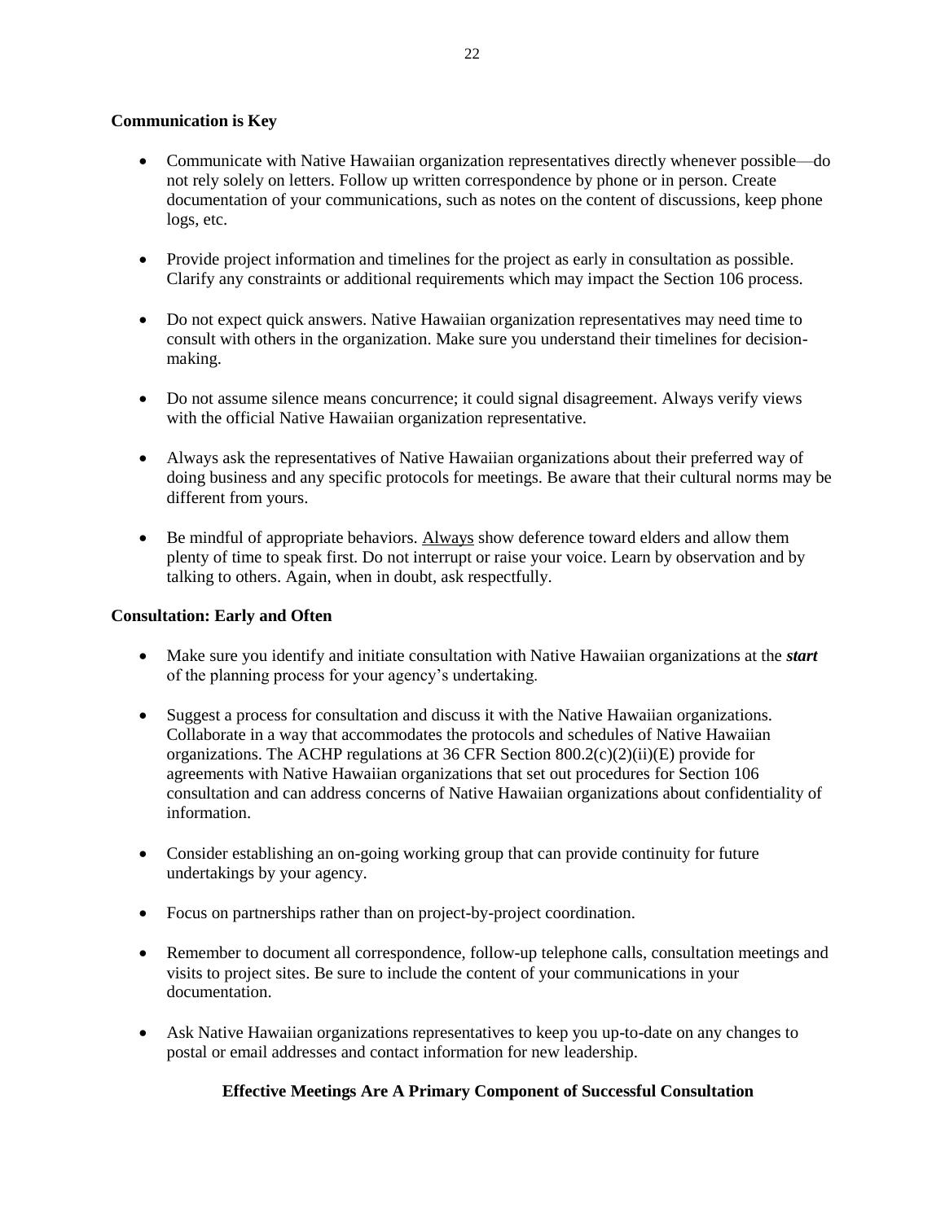**Communication is Key**

- Communicate with Native Hawaiian organization representatives directly whenever possible—do not rely solely on letters. Follow up written correspondence by phone or in person. Create documentation of your communications, such as notes on the content of discussions, keep phone logs, etc.

- Provide project information and timelines for the project as early in consultation as possible. Clarify any constraints or additional requirements which may impact the Section 106 process.

- Do not expect quick answers. Native Hawaiian organization representatives may need time to consult with others in the organization. Make sure you understand their timelines for decision-making.

- Do not assume silence means concurrence; it could signal disagreement. Always verify views with the official Native Hawaiian organization representative.

- Always ask the representatives of Native Hawaiian organizations about their preferred way of doing business and any specific protocols for meetings. Be aware that their cultural norms may be different from yours.

- Be mindful of appropriate behaviors. <u>Always</u> show deference toward elders and allow them plenty of time to speak first. Do not interrupt or raise your voice. Learn by observation and by talking to others. Again, when in doubt, ask respectfully.

**Consultation: Early and Often**

- Make sure you identify and initiate consultation with Native Hawaiian organizations at the ***start*** of the planning process for your agency's undertaking.

- Suggest a process for consultation and discuss it with the Native Hawaiian organizations. Collaborate in a way that accommodates the protocols and schedules of Native Hawaiian organizations. The ACHP regulations at 36 CFR Section 800.2(c)(2)(ii)(E) provide for agreements with Native Hawaiian organizations that set out procedures for Section 106 consultation and can address concerns of Native Hawaiian organizations about confidentiality of information.

- Consider establishing an on-going working group that can provide continuity for future undertakings by your agency.

- Focus on partnerships rather than on project-by-project coordination.

- Remember to document all correspondence, follow-up telephone calls, consultation meetings and visits to project sites. Be sure to include the content of your communications in your documentation.

- Ask Native Hawaiian organizations representatives to keep you up-to-date on any changes to postal or email addresses and contact information for new leadership.

**Effective Meetings Are A Primary Component of Successful Consultation**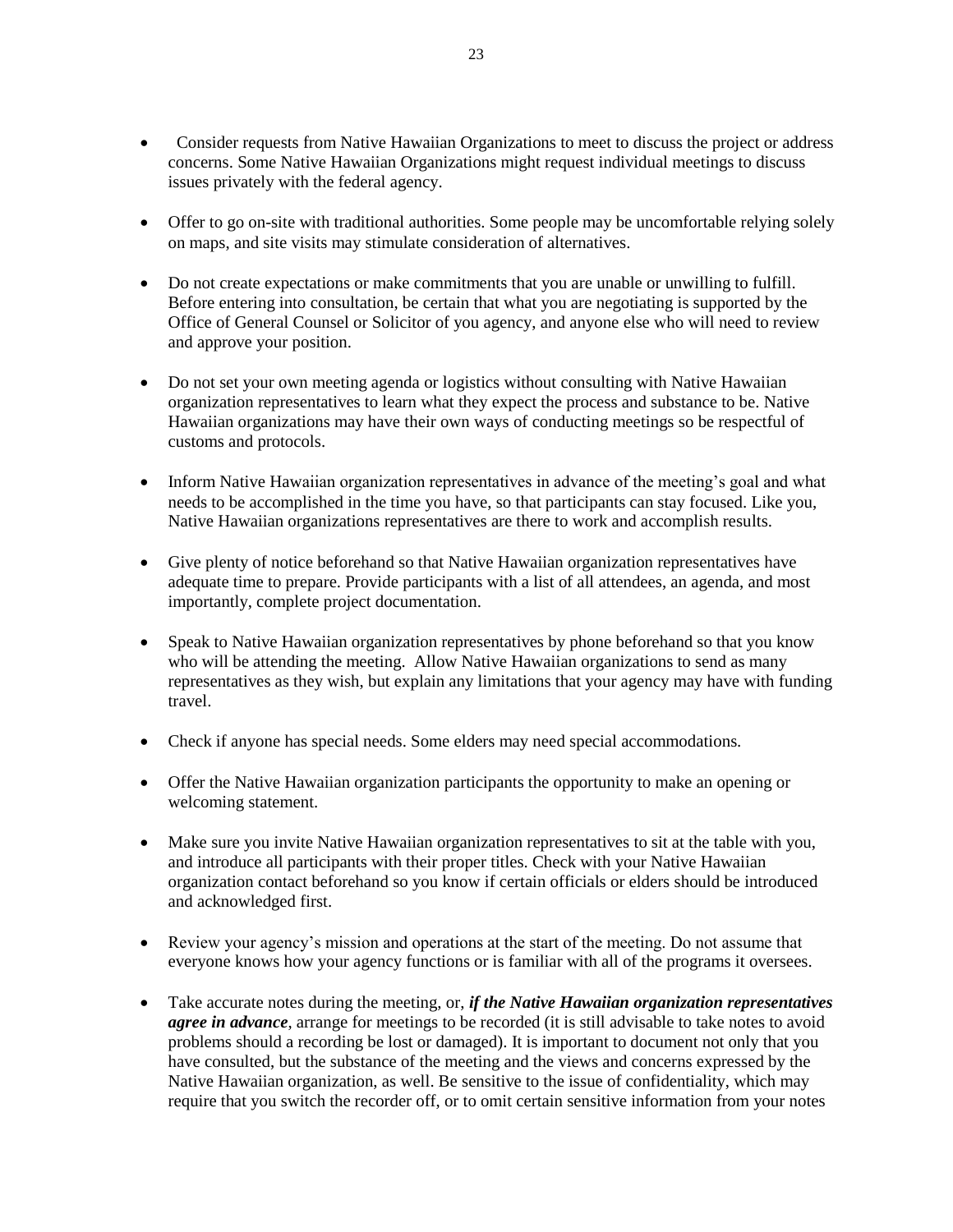- Consider requests from Native Hawaiian Organizations to meet to discuss the project or address concerns. Some Native Hawaiian Organizations might request individual meetings to discuss issues privately with the federal agency.

- Offer to go on-site with traditional authorities. Some people may be uncomfortable relying solely on maps, and site visits may stimulate consideration of alternatives.

- Do not create expectations or make commitments that you are unable or unwilling to fulfill. Before entering into consultation, be certain that what you are negotiating is supported by the Office of General Counsel or Solicitor of you agency, and anyone else who will need to review and approve your position.

- Do not set your own meeting agenda or logistics without consulting with Native Hawaiian organization representatives to learn what they expect the process and substance to be. Native Hawaiian organizations may have their own ways of conducting meetings so be respectful of customs and protocols.

- Inform Native Hawaiian organization representatives in advance of the meeting's goal and what needs to be accomplished in the time you have, so that participants can stay focused. Like you, Native Hawaiian organizations representatives are there to work and accomplish results.

- Give plenty of notice beforehand so that Native Hawaiian organization representatives have adequate time to prepare. Provide participants with a list of all attendees, an agenda, and most importantly, complete project documentation.

- Speak to Native Hawaiian organization representatives by phone beforehand so that you know who will be attending the meeting. Allow Native Hawaiian organizations to send as many representatives as they wish, but explain any limitations that your agency may have with funding travel.

- Check if anyone has special needs. Some elders may need special accommodations.

- Offer the Native Hawaiian organization participants the opportunity to make an opening or welcoming statement.

- Make sure you invite Native Hawaiian organization representatives to sit at the table with you, and introduce all participants with their proper titles. Check with your Native Hawaiian organization contact beforehand so you know if certain officials or elders should be introduced and acknowledged first.

- Review your agency's mission and operations at the start of the meeting. Do not assume that everyone knows how your agency functions or is familiar with all of the programs it oversees.

- Take accurate notes during the meeting, or, ***if the Native Hawaiian organization representatives agree in advance***, arrange for meetings to be recorded (it is still advisable to take notes to avoid problems should a recording be lost or damaged). It is important to document not only that you have consulted, but the substance of the meeting and the views and concerns expressed by the Native Hawaiian organization, as well. Be sensitive to the issue of confidentiality, which may require that you switch the recorder off, or to omit certain sensitive information from your notes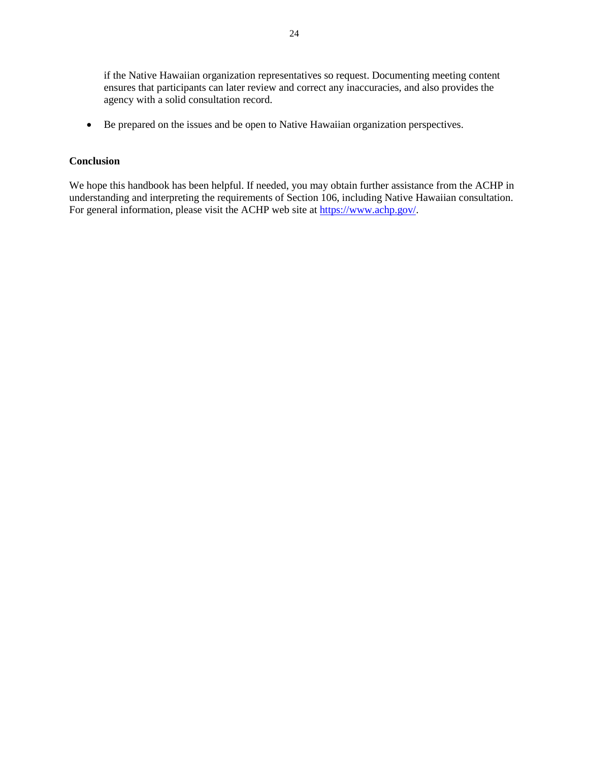if the Native Hawaiian organization representatives so request. Documenting meeting content ensures that participants can later review and correct any inaccuracies, and also provides the agency with a solid consultation record.

- Be prepared on the issues and be open to Native Hawaiian organization perspectives.

**Conclusion**

We hope this handbook has been helpful. If needed, you may obtain further assistance from the ACHP in understanding and interpreting the requirements of Section 106, including Native Hawaiian consultation. For general information, please visit the ACHP web site at https://www.achp.gov/.